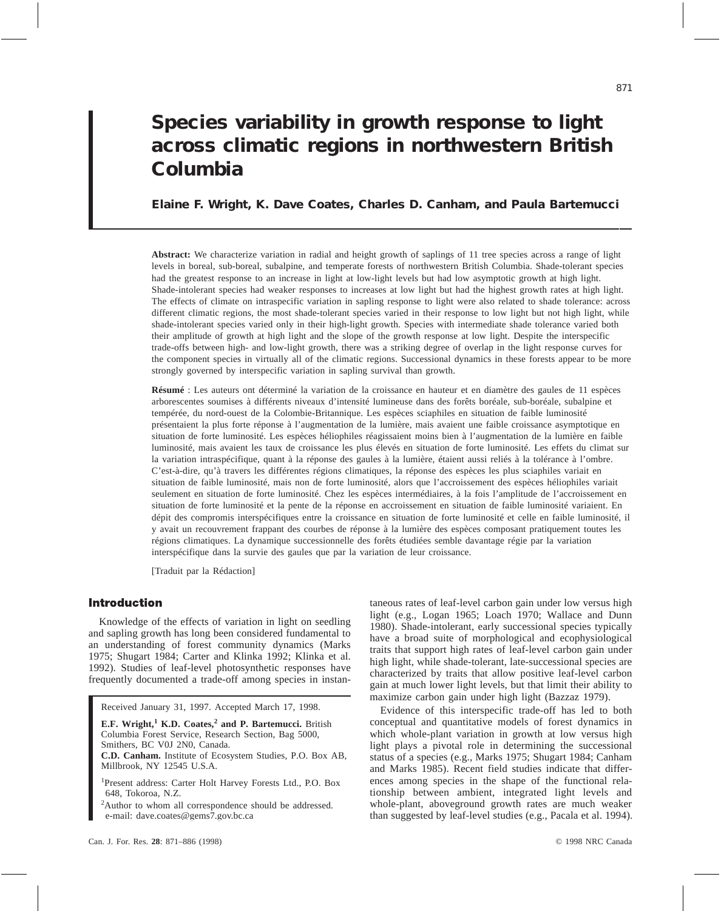# Species variability in growth response to light across climatic regions in northwestern British Columbia

**Elaine F. Wright, K. Dave Coates, Charles D. Canham, and Paula Bartemucci**

**Abstract:** We characterize variation in radial and height growth of saplings of 11 tree species across a range of light levels in boreal, sub-boreal, subalpine, and temperate forests of northwestern British Columbia. Shade-tolerant species had the greatest response to an increase in light at low-light levels but had low asymptotic growth at high light. Shade-intolerant species had weaker responses to increases at low light but had the highest growth rates at high light. The effects of climate on intraspecific variation in sapling response to light were also related to shade tolerance: across different climatic regions, the most shade-tolerant species varied in their response to low light but not high light, while shade-intolerant species varied only in their high-light growth. Species with intermediate shade tolerance varied both their amplitude of growth at high light and the slope of the growth response at low light. Despite the interspecific trade-offs between high- and low-light growth, there was a striking degree of overlap in the light response curves for the component species in virtually all of the climatic regions. Successional dynamics in these forests appear to be more strongly governed by interspecific variation in sapling survival than growth.

**Résumé** : Les auteurs ont déterminé la variation de la croissance en hauteur et en diamètre des gaules de 11 espèces arborescentes soumises à différents niveaux d'intensité lumineuse dans des forêts boréale, sub-boréale, subalpine et tempérée, du nord-ouest de la Colombie-Britannique. Les espèces sciaphiles en situation de faible luminosité présentaient la plus forte réponse à l'augmentation de la lumière, mais avaient une faible croissance asymptotique en situation de forte luminosité. Les espèces héliophiles réagissaient moins bien à l'augmentation de la lumière en faible luminosité, mais avaient les taux de croissance les plus élevés en situation de forte luminosité. Les effets du climat sur la variation intraspécifique, quant à la réponse des gaules à la lumière, étaient aussi reliés à la tolérance à l'ombre. C'est-à-dire, qu'à travers les différentes régions climatiques, la réponse des espèces les plus sciaphiles variait en situation de faible luminosité, mais non de forte luminosité, alors que l'accroissement des espèces héliophiles variait seulement en situation de forte luminosité. Chez les espèces intermédiaires, à la fois l'amplitude de l'accroissement en situation de forte luminosité et la pente de la réponse en accroissement en situation de faible luminosité variaient. En dépit des compromis interspécifiques entre la croissance en situation de forte luminosité et celle en faible luminosité, il y avait un recouvrement frappant des courbes de réponse à la lumière des espèces composant pratiquement toutes les régions climatiques. La dynamique successionnelle des forêts étudiées semble davantage régie par la variation interspécifique dans la survie des gaules que par la variation de leur croissance.

[Traduit par la Rédaction]

## Introduction

Knowledge of the effects of variation in light on seedling and sapling growth has long been considered fundamental to an understanding of forest community dynamics (Marks 1975; Shugart 1984; Carter and Klinka 1992; Klinka et al. 1992). Studies of leaf-level photosynthetic responses have frequently documented a trade-off among species in instantaneous rates of leaf-level carbon gain under low versus high light (e.g., Logan 1965; Loach 1970; Wallace and Dunn 1980). Shade-intolerant, early successional species typically have a broad suite of morphological and ecophysiological traits that support high rates of leaf-level carbon gain under high light, while shade-tolerant, late-successional species are characterized by traits that allow positive leaf-level carbon gain at much lower light levels, but that limit their ability to maximize carbon gain under high light (Bazzaz 1979).

Evidence of this interspecific trade-off has led to both conceptual and quantitative models of forest dynamics in which whole-plant variation in growth at low versus high light plays a pivotal role in determining the successional status of a species (e.g., Marks 1975; Shugart 1984; Canham and Marks 1985). Recent field studies indicate that differences among species in the shape of the functional relationship between ambient, integrated light levels and whole-plant, aboveground growth rates are much weaker than suggested by leaf-level studies (e.g., Pacala et al. 1994).

Received January 31, 1997. Accepted March 17, 1998.

**E.F. Wright,[1] K.D. Coates,[2] and P. Bartemucci.** British Columbia Forest Service, Research Section, Bag 5000, Smithers, BC V0J 2N0, Canada.
**C.D. Canham.** Institute of Ecosystem Studies, P.O. Box AB, Millbrook, NY 12545 U.S.A.

[1]Present address: Carter Holt Harvey Forests Ltd., P.O. Box 648, Tokoroa, N.Z.

[2]Author to whom all correspondence should be addressed. e-mail: dave.coates@gems7.gov.bc.ca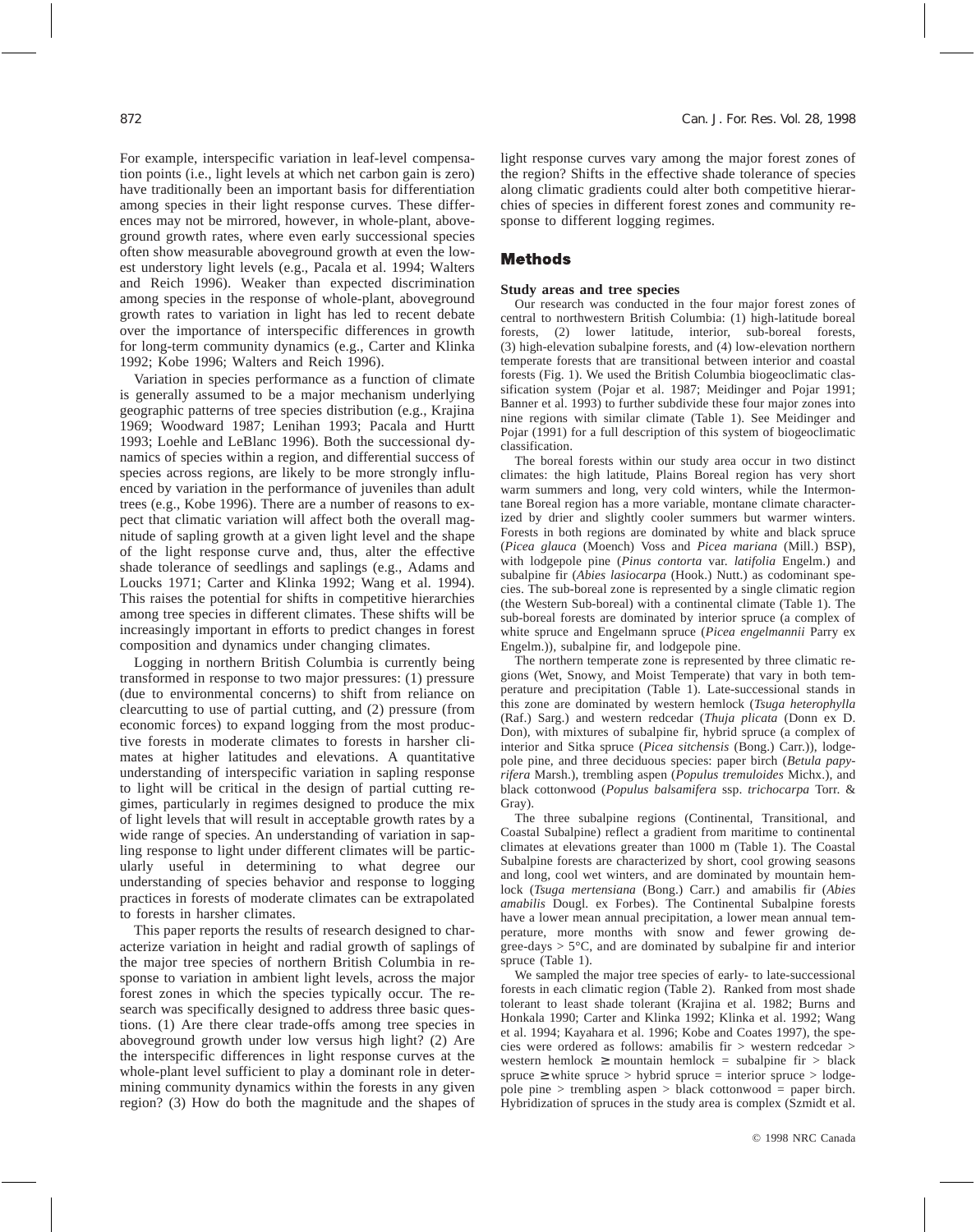For example, interspecific variation in leaf-level compensation points (i.e., light levels at which net carbon gain is zero) have traditionally been an important basis for differentiation among species in their light response curves. These differences may not be mirrored, however, in whole-plant, aboveground growth rates, where even early successional species often show measurable aboveground growth at even the lowest understory light levels (e.g., Pacala et al. 1994; Walters and Reich 1996). Weaker than expected discrimination among species in the response of whole-plant, aboveground growth rates to variation in light has led to recent debate over the importance of interspecific differences in growth for long-term community dynamics (e.g., Carter and Klinka 1992; Kobe 1996; Walters and Reich 1996).

Variation in species performance as a function of climate is generally assumed to be a major mechanism underlying geographic patterns of tree species distribution (e.g., Krajina 1969; Woodward 1987; Lenihan 1993; Pacala and Hurtt 1993; Loehle and LeBlanc 1996). Both the successional dynamics of species within a region, and differential success of species across regions, are likely to be more strongly influenced by variation in the performance of juveniles than adult trees (e.g., Kobe 1996). There are a number of reasons to expect that climatic variation will affect both the overall magnitude of sapling growth at a given light level and the shape of the light response curve and, thus, alter the effective shade tolerance of seedlings and saplings (e.g., Adams and Loucks 1971; Carter and Klinka 1992; Wang et al. 1994). This raises the potential for shifts in competitive hierarchies among tree species in different climates. These shifts will be increasingly important in efforts to predict changes in forest composition and dynamics under changing climates.

Logging in northern British Columbia is currently being transformed in response to two major pressures: (1) pressure (due to environmental concerns) to shift from reliance on clearcutting to use of partial cutting, and (2) pressure (from economic forces) to expand logging from the most productive forests in moderate climates to forests in harsher climates at higher latitudes and elevations. A quantitative understanding of interspecific variation in sapling response to light will be critical in the design of partial cutting regimes, particularly in regimes designed to produce the mix of light levels that will result in acceptable growth rates by a wide range of species. An understanding of variation in sapling response to light under different climates will be particularly useful in determining to what degree our understanding of species behavior and response to logging practices in forests of moderate climates can be extrapolated to forests in harsher climates.

This paper reports the results of research designed to characterize variation in height and radial growth of saplings of the major tree species of northern British Columbia in response to variation in ambient light levels, across the major forest zones in which the species typically occur. The research was specifically designed to address three basic questions. (1) Are there clear trade-offs among tree species in aboveground growth under low versus high light? (2) Are the interspecific differences in light response curves at the whole-plant level sufficient to play a dominant role in determining community dynamics within the forests in any given region? (3) How do both the magnitude and the shapes of light response curves vary among the major forest zones of the region? Shifts in the effective shade tolerance of species along climatic gradients could alter both competitive hierarchies of species in different forest zones and community response to different logging regimes.

## Methods

### Study areas and tree species

Our research was conducted in the four major forest zones of central to northwestern British Columbia: (1) high-latitude boreal forests, (2) lower latitude, interior, sub-boreal forests, (3) high-elevation subalpine forests, and (4) low-elevation northern temperate forests that are transitional between interior and coastal forests (Fig. 1). We used the British Columbia biogeoclimatic classification system (Pojar et al. 1987; Meidinger and Pojar 1991; Banner et al. 1993) to further subdivide these four major zones into nine regions with similar climate (Table 1). See Meidinger and Pojar (1991) for a full description of this system of biogeoclimatic classification.

The boreal forests within our study area occur in two distinct climates: the high latitude, Plains Boreal region has very short warm summers and long, very cold winters, while the Intermontane Boreal region has a more variable, montane climate characterized by drier and slightly cooler summers but warmer winters. Forests in both regions are dominated by white and black spruce (*Picea glauca* (Moench) Voss and *Picea mariana* (Mill.) BSP), with lodgepole pine (*Pinus contorta* var. *latifolia* Engelm.) and subalpine fir (*Abies lasiocarpa* (Hook.) Nutt.) as codominant species. The sub-boreal zone is represented by a single climatic region (the Western Sub-boreal) with a continental climate (Table 1). The sub-boreal forests are dominated by interior spruce (a complex of white spruce and Engelmann spruce (*Picea engelmannii* Parry ex Engelm.)), subalpine fir, and lodgepole pine.

The northern temperate zone is represented by three climatic regions (Wet, Snowy, and Moist Temperate) that vary in both temperature and precipitation (Table 1). Late-successional stands in this zone are dominated by western hemlock (*Tsuga heterophylla* (Raf.) Sarg.) and western redcedar (*Thuja plicata* (Donn ex D. Don), with mixtures of subalpine fir, hybrid spruce (a complex of interior and Sitka spruce (*Picea sitchensis* (Bong.) Carr.)), lodgepole pine, and three deciduous species: paper birch (*Betula papyrifera* Marsh.), trembling aspen (*Populus tremuloides* Michx.), and black cottonwood (*Populus balsamifera* ssp. *trichocarpa* Torr. & Gray).

The three subalpine regions (Continental, Transitional, and Coastal Subalpine) reflect a gradient from maritime to continental climates at elevations greater than 1000 m (Table 1). The Coastal Subalpine forests are characterized by short, cool growing seasons and long, cool wet winters, and are dominated by mountain hemlock (*Tsuga mertensiana* (Bong.) Carr.) and amabilis fir (*Abies amabilis* Dougl. ex Forbes). The Continental Subalpine forests have a lower mean annual precipitation, a lower mean annual temperature, more months with snow and fewer growing degree-days > 5°C, and are dominated by subalpine fir and interior spruce (Table 1).

We sampled the major tree species of early- to late-successional forests in each climatic region (Table 2). Ranked from most shade tolerant to least shade tolerant (Krajina et al. 1982; Burns and Honkala 1990; Carter and Klinka 1992; Klinka et al. 1992; Wang et al. 1994; Kayahara et al. 1996; Kobe and Coates 1997), the species were ordered as follows: amabilis fir > western redcedar > western hemlock ≥ mountain hemlock = subalpine fir > black spruce ≥ white spruce > hybrid spruce = interior spruce > lodgepole pine > trembling aspen > black cottonwood = paper birch. Hybridization of spruces in the study area is complex (Szmidt et al.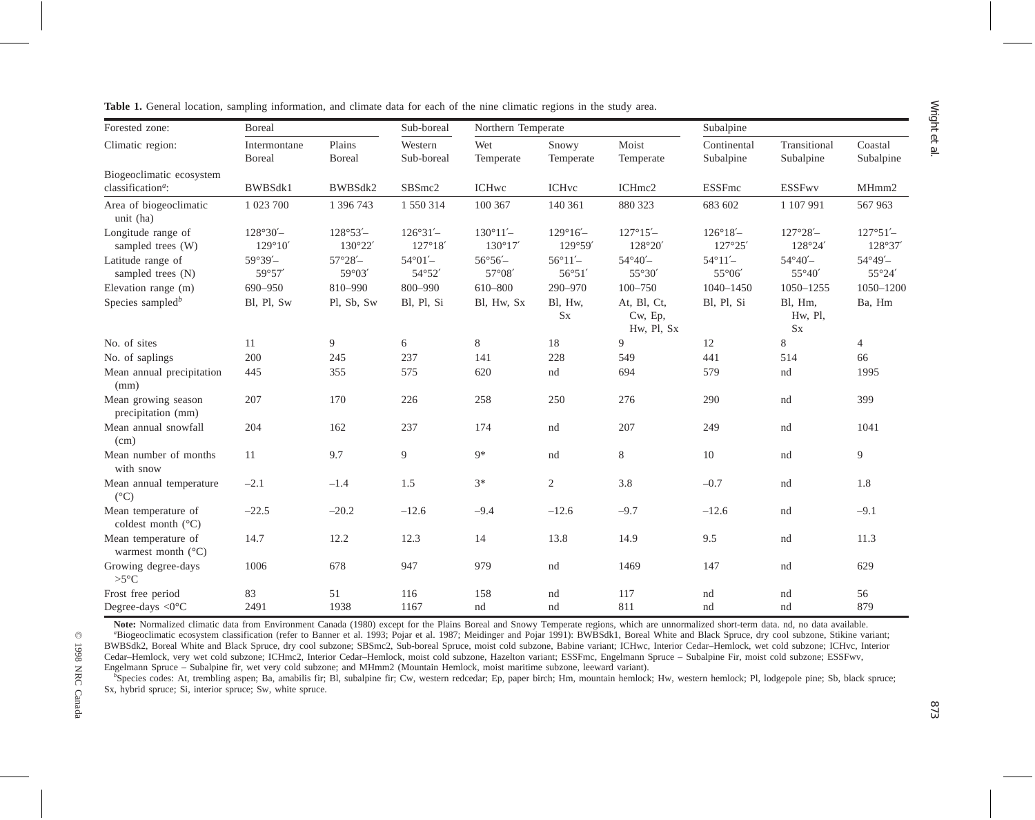**Table 1.** General location, sampling information, and climate data for each of the nine climatic regions in the study area.

| Forested zone: | Boreal | | Sub-boreal | Northern Temperate | | | Subalpine | | |
|---|---|---|---|---|---|---|---|---|---|
| Climatic region: | Intermontane Boreal | Plains Boreal | Western Sub-boreal | Wet Temperate | Snowy Temperate | Moist Temperate | Continental Subalpine | Transitional Subalpine | Coastal Subalpine |
| Biogeoclimatic ecosystem classification[a]: | BWBSdk1 | BWBSdk2 | SBSmc2 | ICHwc | ICHvc | ICHmc2 | ESSFmc | ESSFwv | MHmm2 |
| Area of biogeoclimatic unit (ha) | 1 023 700 | 1 396 743 | 1 550 314 | 100 367 | 140 361 | 880 323 | 683 602 | 1 107 991 | 567 963 |
| Longitude range of sampled trees (W) | 128°30′–129°10′ | 128°53′–130°22′ | 126°31′–127°18′ | 130°11′–130°17′ | 129°16′–129°59′ | 127°15′–128°20′ | 126°18′–127°25′ | 127°28′–128°24′ | 127°51′–128°37′ |
| Latitude range of sampled trees (N) | 59°39′–59°57′ | 57°28′–59°03′ | 54°01′–54°52′ | 56°56′–57°08′ | 56°11′–56°51′ | 54°40′–55°30′ | 54°11′–55°06′ | 54°40′–55°40′ | 54°49′–55°24′ |
| Elevation range (m) | 690–950 | 810–990 | 800–990 | 610–800 | 290–970 | 100–750 | 1040–1450 | 1050–1255 | 1050–1200 |
| Species sampled[b] | Bl, Pl, Sw | Pl, Sb, Sw | Bl, Pl, Si | Bl, Hw, Sx | Bl, Hw, Sx | At, Bl, Ct, Cw, Ep, Hw, Pl, Sx | Bl, Pl, Si | Bl, Hm, Hw, Pl, Sx | Ba, Hm |
| No. of sites | 11 | 9 | 6 | 8 | 18 | 9 | 12 | 8 | 4 |
| No. of saplings | 200 | 245 | 237 | 141 | 228 | 549 | 441 | 514 | 66 |
| Mean annual precipitation (mm) | 445 | 355 | 575 | 620 | nd | 694 | 579 | nd | 1995 |
| Mean growing season precipitation (mm) | 207 | 170 | 226 | 258 | 250 | 276 | 290 | nd | 399 |
| Mean annual snowfall (cm) | 204 | 162 | 237 | 174 | nd | 207 | 249 | nd | 1041 |
| Mean number of months with snow | 11 | 9.7 | 9 | 9* | nd | 8 | 10 | nd | 9 |
| Mean annual temperature (°C) | –2.1 | –1.4 | 1.5 | 3* | 2 | 3.8 | –0.7 | nd | 1.8 |
| Mean temperature of coldest month (°C) | –22.5 | –20.2 | –12.6 | –9.4 | –12.6 | –9.7 | –12.6 | nd | –9.1 |
| Mean temperature of warmest month (°C) | 14.7 | 12.2 | 12.3 | 14 | 13.8 | 14.9 | 9.5 | nd | 11.3 |
| Growing degree-days >5°C | 1006 | 678 | 947 | 979 | nd | 1469 | 147 | nd | 629 |
| Frost free period | 83 | 51 | 116 | 158 | nd | 117 | nd | nd | 56 |
| Degree-days <0°C | 2491 | 1938 | 1167 | nd | nd | 811 | nd | nd | 879 |

**Note:** Normalized climatic data from Environment Canada (1980) except for the Plains Boreal and Snowy Temperate regions, which are unnormalized short-term data. nd, no data available.

[a]Biogeoclimatic ecosystem classification (refer to Banner et al. 1993; Pojar et al. 1987; Meidinger and Pojar 1991): BWBSdk1, Boreal White and Black Spruce, dry cool subzone, Stikine variant; BWBSdk2, Boreal White and Black Spruce, dry cool subzone; SBSmc2, Sub-boreal Spruce, moist cold subzone, Babine variant; ICHwc, Interior Cedar–Hemlock, wet cold subzone; ICHvc, Interior Cedar–Hemlock, very wet cold subzone; ICHmc2, Interior Cedar–Hemlock, moist cold subzone, Hazelton variant; ESSFmc, Engelmann Spruce – Subalpine Fir, moist cold subzone; ESSFwv, Engelmann Spruce – Subalpine fir, wet very cold subzone; and MHmm2 (Mountain Hemlock, moist maritime subzone, leeward variant).

[b]Species codes: At, trembling aspen; Ba, amabilis fir; Bl, subalpine fir; Cw, western redcedar; Ep, paper birch; Hm, mountain hemlock; Hw, western hemlock; Pl, lodgepole pine; Sb, black spruce; Sx, hybrid spruce; Si, interior spruce; Sw, white spruce.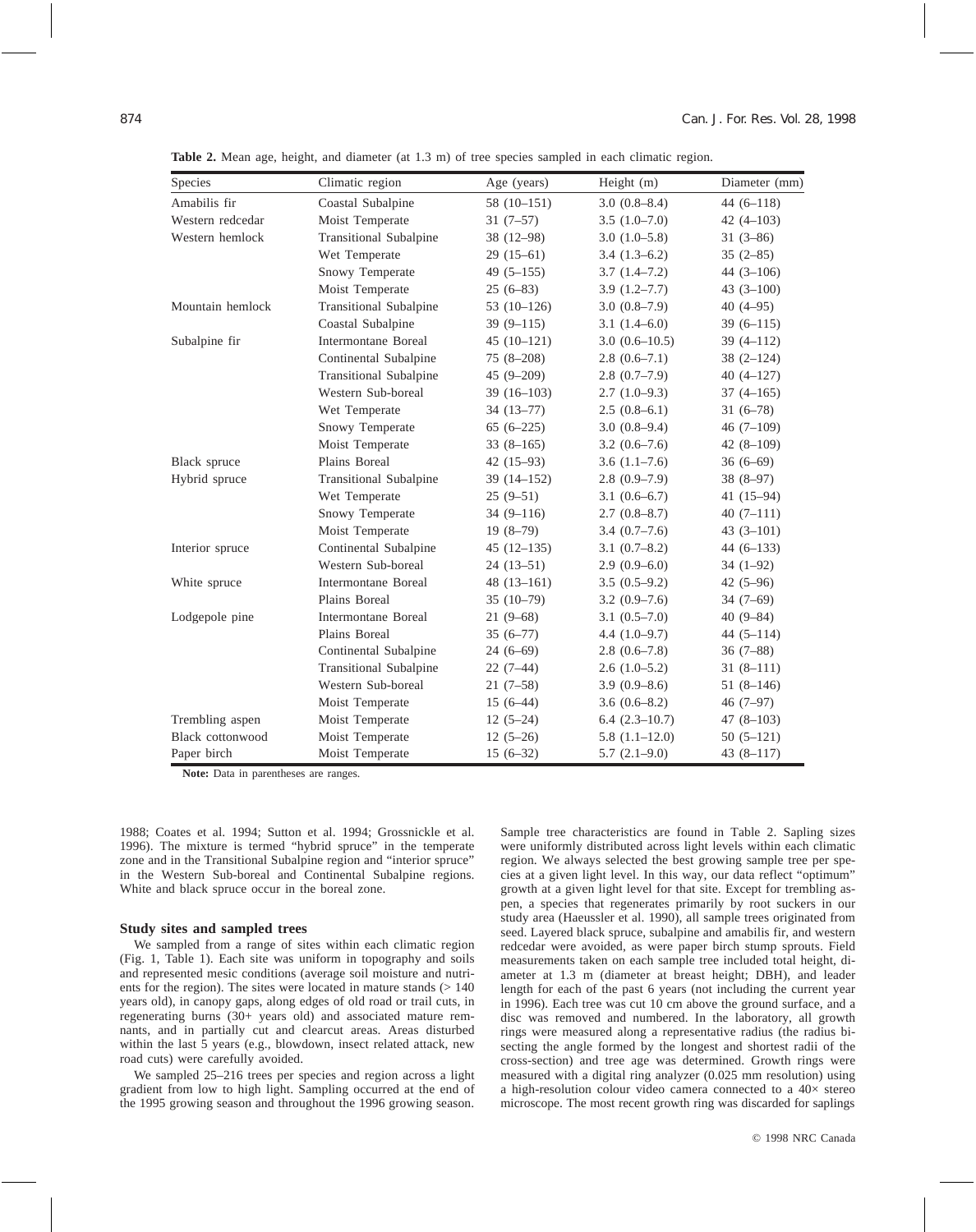**Table 2.** Mean age, height, and diameter (at 1.3 m) of tree species sampled in each climatic region.

| Species | Climatic region | Age (years) | Height (m) | Diameter (mm) |
|---|---|---|---|---|
| Amabilis fir | Coastal Subalpine | 58 (10–151) | 3.0 (0.8–8.4) | 44 (6–118) |
| Western redcedar | Moist Temperate | 31 (7–57) | 3.5 (1.0–7.0) | 42 (4–103) |
| Western hemlock | Transitional Subalpine | 38 (12–98) | 3.0 (1.0–5.8) | 31 (3–86) |
| | Wet Temperate | 29 (15–61) | 3.4 (1.3–6.2) | 35 (2–85) |
| | Snowy Temperate | 49 (5–155) | 3.7 (1.4–7.2) | 44 (3–106) |
| | Moist Temperate | 25 (6–83) | 3.9 (1.2–7.7) | 43 (3–100) |
| Mountain hemlock | Transitional Subalpine | 53 (10–126) | 3.0 (0.8–7.9) | 40 (4–95) |
| | Coastal Subalpine | 39 (9–115) | 3.1 (1.4–6.0) | 39 (6–115) |
| Subalpine fir | Intermontane Boreal | 45 (10–121) | 3.0 (0.6–10.5) | 39 (4–112) |
| | Continental Subalpine | 75 (8–208) | 2.8 (0.6–7.1) | 38 (2–124) |
| | Transitional Subalpine | 45 (9–209) | 2.8 (0.7–7.9) | 40 (4–127) |
| | Western Sub-boreal | 39 (16–103) | 2.7 (1.0–9.3) | 37 (4–165) |
| | Wet Temperate | 34 (13–77) | 2.5 (0.8–6.1) | 31 (6–78) |
| | Snowy Temperate | 65 (6–225) | 3.0 (0.8–9.4) | 46 (7–109) |
| | Moist Temperate | 33 (8–165) | 3.2 (0.6–7.6) | 42 (8–109) |
| Black spruce | Plains Boreal | 42 (15–93) | 3.6 (1.1–7.6) | 36 (6–69) |
| Hybrid spruce | Transitional Subalpine | 39 (14–152) | 2.8 (0.9–7.9) | 38 (8–97) |
| | Wet Temperate | 25 (9–51) | 3.1 (0.6–6.7) | 41 (15–94) |
| | Snowy Temperate | 34 (9–116) | 2.7 (0.8–8.7) | 40 (7–111) |
| | Moist Temperate | 19 (8–79) | 3.4 (0.7–7.6) | 43 (3–101) |
| Interior spruce | Continental Subalpine | 45 (12–135) | 3.1 (0.7–8.2) | 44 (6–133) |
| | Western Sub-boreal | 24 (13–51) | 2.9 (0.9–6.0) | 34 (1–92) |
| White spruce | Intermontane Boreal | 48 (13–161) | 3.5 (0.5–9.2) | 42 (5–96) |
| | Plains Boreal | 35 (10–79) | 3.2 (0.9–7.6) | 34 (7–69) |
| Lodgepole pine | Intermontane Boreal | 21 (9–68) | 3.1 (0.5–7.0) | 40 (9–84) |
| | Plains Boreal | 35 (6–77) | 4.4 (1.0–9.7) | 44 (5–114) |
| | Continental Subalpine | 24 (6–69) | 2.8 (0.6–7.8) | 36 (7–88) |
| | Transitional Subalpine | 22 (7–44) | 2.6 (1.0–5.2) | 31 (8–111) |
| | Western Sub-boreal | 21 (7–58) | 3.9 (0.9–8.6) | 51 (8–146) |
| | Moist Temperate | 15 (6–44) | 3.6 (0.6–8.2) | 46 (7–97) |
| Trembling aspen | Moist Temperate | 12 (5–24) | 6.4 (2.3–10.7) | 47 (8–103) |
| Black cottonwood | Moist Temperate | 12 (5–26) | 5.8 (1.1–12.0) | 50 (5–121) |
| Paper birch | Moist Temperate | 15 (6–32) | 5.7 (2.1–9.0) | 43 (8–117) |

**Note:** Data in parentheses are ranges.

1988; Coates et al. 1994; Sutton et al. 1994; Grossnickle et al. 1996). The mixture is termed "hybrid spruce" in the temperate zone and in the Transitional Subalpine region and "interior spruce" in the Western Sub-boreal and Continental Subalpine regions. White and black spruce occur in the boreal zone.

### Study sites and sampled trees

We sampled from a range of sites within each climatic region (Fig. 1, Table 1). Each site was uniform in topography and soils and represented mesic conditions (average soil moisture and nutrients for the region). The sites were located in mature stands (> 140 years old), in canopy gaps, along edges of old road or trail cuts, in regenerating burns (30+ years old) and associated mature remnants, and in partially cut and clearcut areas. Areas disturbed within the last 5 years (e.g., blowdown, insect related attack, new road cuts) were carefully avoided.

We sampled 25–216 trees per species and region across a light gradient from low to high light. Sampling occurred at the end of the 1995 growing season and throughout the 1996 growing season. Sample tree characteristics are found in Table 2. Sapling sizes were uniformly distributed across light levels within each climatic region. We always selected the best growing sample tree per species at a given light level. In this way, our data reflect "optimum" growth at a given light level for that site. Except for trembling aspen, a species that regenerates primarily by root suckers in our study area (Haeussler et al. 1990), all sample trees originated from seed. Layered black spruce, subalpine and amabilis fir, and western redcedar were avoided, as were paper birch stump sprouts. Field measurements taken on each sample tree included total height, diameter at 1.3 m (diameter at breast height; DBH), and leader length for each of the past 6 years (not including the current year in 1996). Each tree was cut 10 cm above the ground surface, and a disc was removed and numbered. In the laboratory, all growth rings were measured along a representative radius (the radius bisecting the angle formed by the longest and shortest radii of the cross-section) and tree age was determined. Growth rings were measured with a digital ring analyzer (0.025 mm resolution) using a high-resolution colour video camera connected to a 40× stereo microscope. The most recent growth ring was discarded for saplings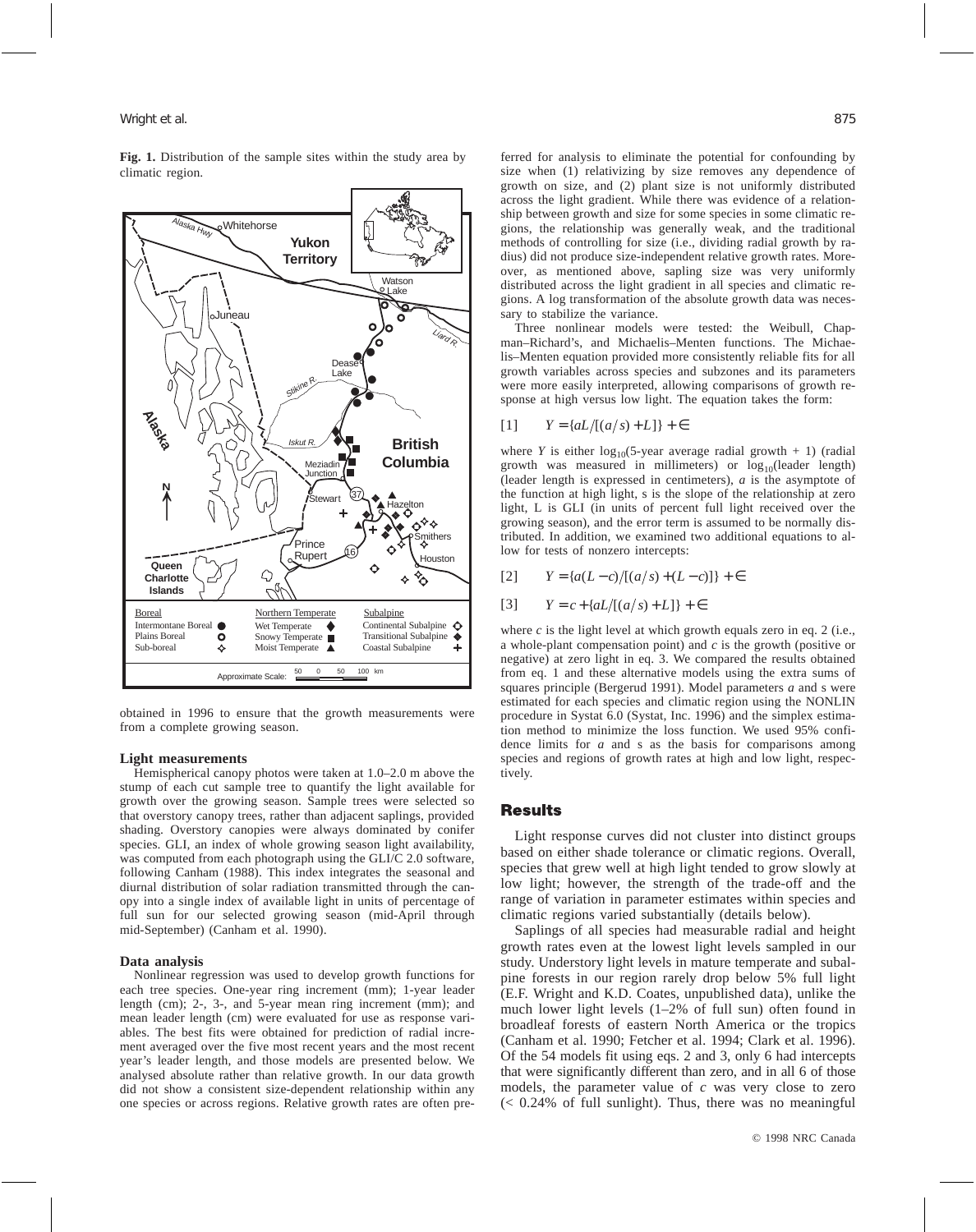**Fig. 1.** Distribution of the sample sites within the study area by climatic region.

obtained in 1996 to ensure that the growth measurements were from a complete growing season.

### Light measurements

Hemispherical canopy photos were taken at 1.0–2.0 m above the stump of each cut sample tree to quantify the light available for growth over the growing season. Sample trees were selected so that overstory canopy trees, rather than adjacent saplings, provided shading. Overstory canopies were always dominated by conifer species. GLI, an index of whole growing season light availability, was computed from each photograph using the GLI/C 2.0 software, following Canham (1988). This index integrates the seasonal and diurnal distribution of solar radiation transmitted through the canopy into a single index of available light in units of percentage of full sun for our selected growing season (mid-April through mid-September) (Canham et al. 1990).

### Data analysis

Nonlinear regression was used to develop growth functions for each tree species. One-year ring increment (mm); 1-year leader length (cm); 2-, 3-, and 5-year mean ring increment (mm); and mean leader length (cm) were evaluated for use as response variables. The best fits were obtained for prediction of radial increment averaged over the five most recent years and the most recent year's leader length, and those models are presented below. We analysed absolute rather than relative growth. In our data growth did not show a consistent size-dependent relationship within any one species or across regions. Relative growth rates are often preferred for analysis to eliminate the potential for confounding by size when (1) relativizing by size removes any dependence of growth on size, and (2) plant size is not uniformly distributed across the light gradient. While there was evidence of a relationship between growth and size for some species in some climatic regions, the relationship was generally weak, and the traditional methods of controlling for size (i.e., dividing radial growth by radius) did not produce size-independent relative growth rates. Moreover, as mentioned above, sapling size was very uniformly distributed across the light gradient in all species and climatic regions. A log transformation of the absolute growth data was necessary to stabilize the variance.

Three nonlinear models were tested: the Weibull, Chapman–Richard's, and Michaelis–Menten functions. The Michaelis–Menten equation provided more consistently reliable fits for all growth variables across species and subzones and its parameters were more easily interpreted, allowing comparisons of growth response at high versus low light. The equation takes the form:

$$[1] \qquad Y = \{aL/[(a/s) + L]\} + \in$$

where $Y$ is either $\log_{10}$(5-year average radial growth + 1) (radial growth was measured in millimeters) or $\log_{10}$(leader length) (leader length is expressed in centimeters), $a$ is the asymptote of the function at high light, s is the slope of the relationship at zero light, L is GLI (in units of percent full light received over the growing season), and the error term is assumed to be normally distributed. In addition, we examined two additional equations to allow for tests of nonzero intercepts:

$$[2] \qquad Y = \{a(L - c)/[(a/s) + (L - c)]\} + \in$$

$$[3] \qquad Y = c + \{aL/[(a/s) + L]\} + \in$$

where $c$ is the light level at which growth equals zero in eq. 2 (i.e., a whole-plant compensation point) and $c$ is the growth (positive or negative) at zero light in eq. 3. We compared the results obtained from eq. 1 and these alternative models using the extra sums of squares principle (Bergerud 1991). Model parameters $a$ and s were estimated for each species and climatic region using the NONLIN procedure in Systat 6.0 (Systat, Inc. 1996) and the simplex estimation method to minimize the loss function. We used 95% confidence limits for $a$ and s as the basis for comparisons among species and regions of growth rates at high and low light, respectively.

## Results

Light response curves did not cluster into distinct groups based on either shade tolerance or climatic regions. Overall, species that grew well at high light tended to grow slowly at low light; however, the strength of the trade-off and the range of variation in parameter estimates within species and climatic regions varied substantially (details below).

Saplings of all species had measurable radial and height growth rates even at the lowest light levels sampled in our study. Understory light levels in mature temperate and subalpine forests in our region rarely drop below 5% full light (E.F. Wright and K.D. Coates, unpublished data), unlike the much lower light levels (1–2% of full sun) often found in broadleaf forests of eastern North America or the tropics (Canham et al. 1990; Fetcher et al. 1994; Clark et al. 1996). Of the 54 models fit using eqs. 2 and 3, only 6 had intercepts that were significantly different than zero, and in all 6 of those models, the parameter value of $c$ was very close to zero (< 0.24% of full sunlight). Thus, there was no meaningful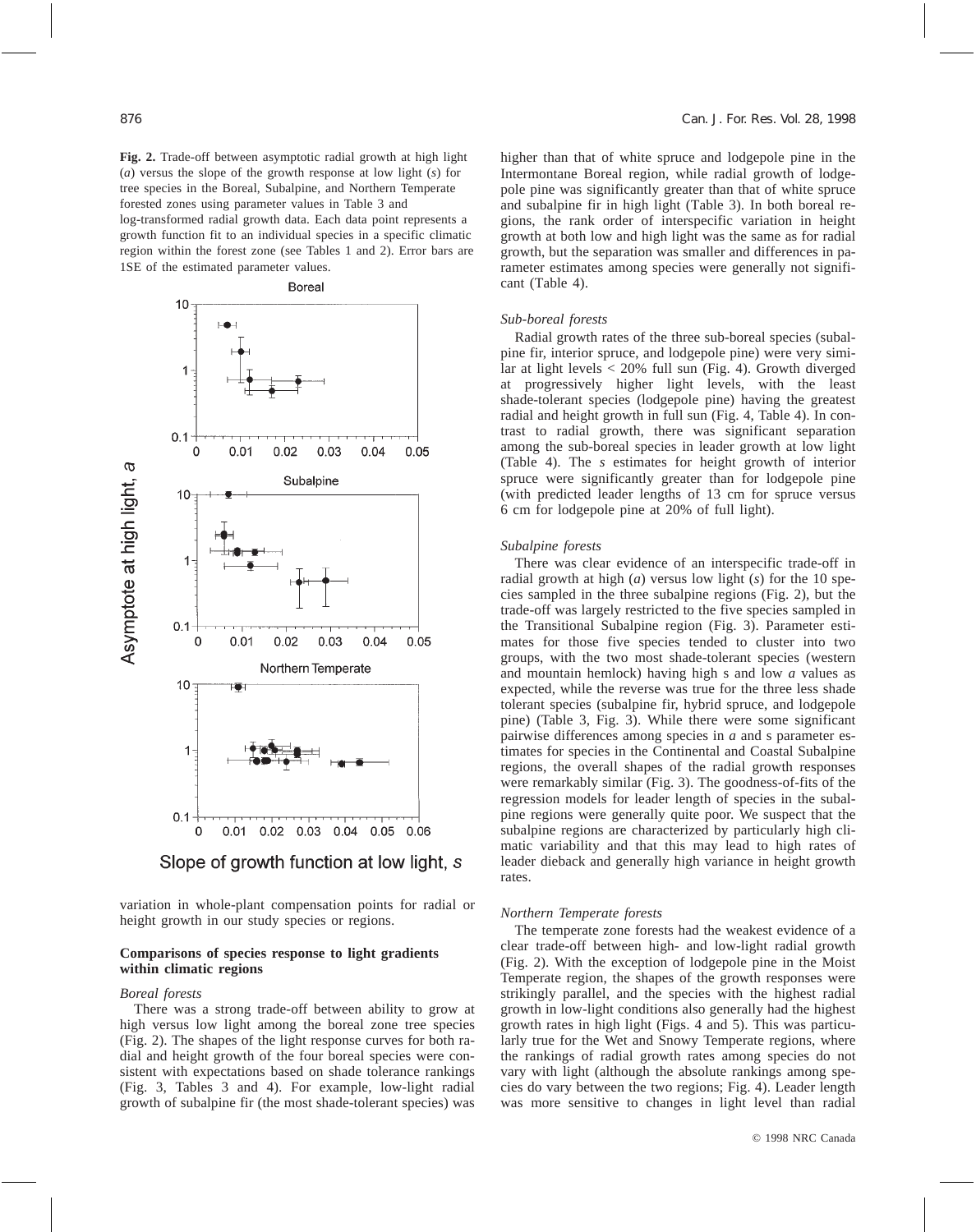**Fig. 2.** Trade-off between asymptotic radial growth at high light ($a$) versus the slope of the growth response at low light ($s$) for tree species in the Boreal, Subalpine, and Northern Temperate forested zones using parameter values in Table 3 and log-transformed radial growth data. Each data point represents a growth function fit to an individual species in a specific climatic region within the forest zone (see Tables 1 and 2). Error bars are 1SE of the estimated parameter values.

variation in whole-plant compensation points for radial or height growth in our study species or regions.

### Comparisons of species response to light gradients within climatic regions

#### *Boreal forests*

There was a strong trade-off between ability to grow at high versus low light among the boreal zone tree species (Fig. 2). The shapes of the light response curves for both radial and height growth of the four boreal species were consistent with expectations based on shade tolerance rankings (Fig. 3, Tables 3 and 4). For example, low-light radial growth of subalpine fir (the most shade-tolerant species) was higher than that of white spruce and lodgepole pine in the Intermontane Boreal region, while radial growth of lodgepole pine was significantly greater than that of white spruce and subalpine fir in high light (Table 3). In both boreal regions, the rank order of interspecific variation in height growth at both low and high light was the same as for radial growth, but the separation was smaller and differences in parameter estimates among species were generally not significant (Table 4).

#### *Sub-boreal forests*

Radial growth rates of the three sub-boreal species (subalpine fir, interior spruce, and lodgepole pine) were very similar at light levels < 20% full sun (Fig. 4). Growth diverged at progressively higher light levels, with the least shade-tolerant species (lodgepole pine) having the greatest radial and height growth in full sun (Fig. 4, Table 4). In contrast to radial growth, there was significant separation among the sub-boreal species in leader growth at low light (Table 4). The $s$ estimates for height growth of interior spruce were significantly greater than for lodgepole pine (with predicted leader lengths of 13 cm for spruce versus 6 cm for lodgepole pine at 20% of full light).

#### *Subalpine forests*

There was clear evidence of an interspecific trade-off in radial growth at high ($a$) versus low light ($s$) for the 10 species sampled in the three subalpine regions (Fig. 2), but the trade-off was largely restricted to the five species sampled in the Transitional Subalpine region (Fig. 3). Parameter estimates for those five species tended to cluster into two groups, with the two most shade-tolerant species (western and mountain hemlock) having high s and low $a$ values as expected, while the reverse was true for the three less shade tolerant species (subalpine fir, hybrid spruce, and lodgepole pine) (Table 3, Fig. 3). While there were some significant pairwise differences among species in $a$ and s parameter estimates for species in the Continental and Coastal Subalpine regions, the overall shapes of the radial growth responses were remarkably similar (Fig. 3). The goodness-of-fits of the regression models for leader length of species in the subalpine regions were generally quite poor. We suspect that the subalpine regions are characterized by particularly high climatic variability and that this may lead to high rates of leader dieback and generally high variance in height growth rates.

#### *Northern Temperate forests*

The temperate zone forests had the weakest evidence of a clear trade-off between high- and low-light radial growth (Fig. 2). With the exception of lodgepole pine in the Moist Temperate region, the shapes of the growth responses were strikingly parallel, and the species with the highest radial growth in low-light conditions also generally had the highest growth rates in high light (Figs. 4 and 5). This was particularly true for the Wet and Snowy Temperate regions, where the rankings of radial growth rates among species do not vary with light (although the absolute rankings among species do vary between the two regions; Fig. 4). Leader length was more sensitive to changes in light level than radial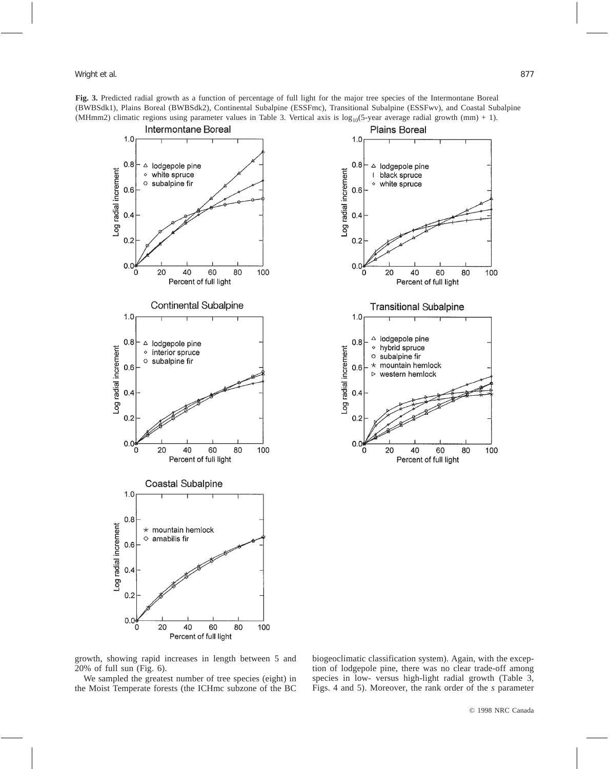**Fig. 3.** Predicted radial growth as a function of percentage of full light for the major tree species of the Intermontane Boreal (BWBSdk1), Plains Boreal (BWBSdk2), Continental Subalpine (ESSFmc), Transitional Subalpine (ESSFwv), and Coastal Subalpine (MHmm2) climatic regions using parameter values in Table 3. Vertical axis is $\log_{10}$(5-year average radial growth (mm) + 1).

growth, showing rapid increases in length between 5 and 20% of full sun (Fig. 6).

We sampled the greatest number of tree species (eight) in the Moist Temperate forests (the ICHmc subzone of the BC biogeoclimatic classification system). Again, with the exception of lodgepole pine, there was no clear trade-off among species in low- versus high-light radial growth (Table 3, Figs. 4 and 5). Moreover, the rank order of the *s* parameter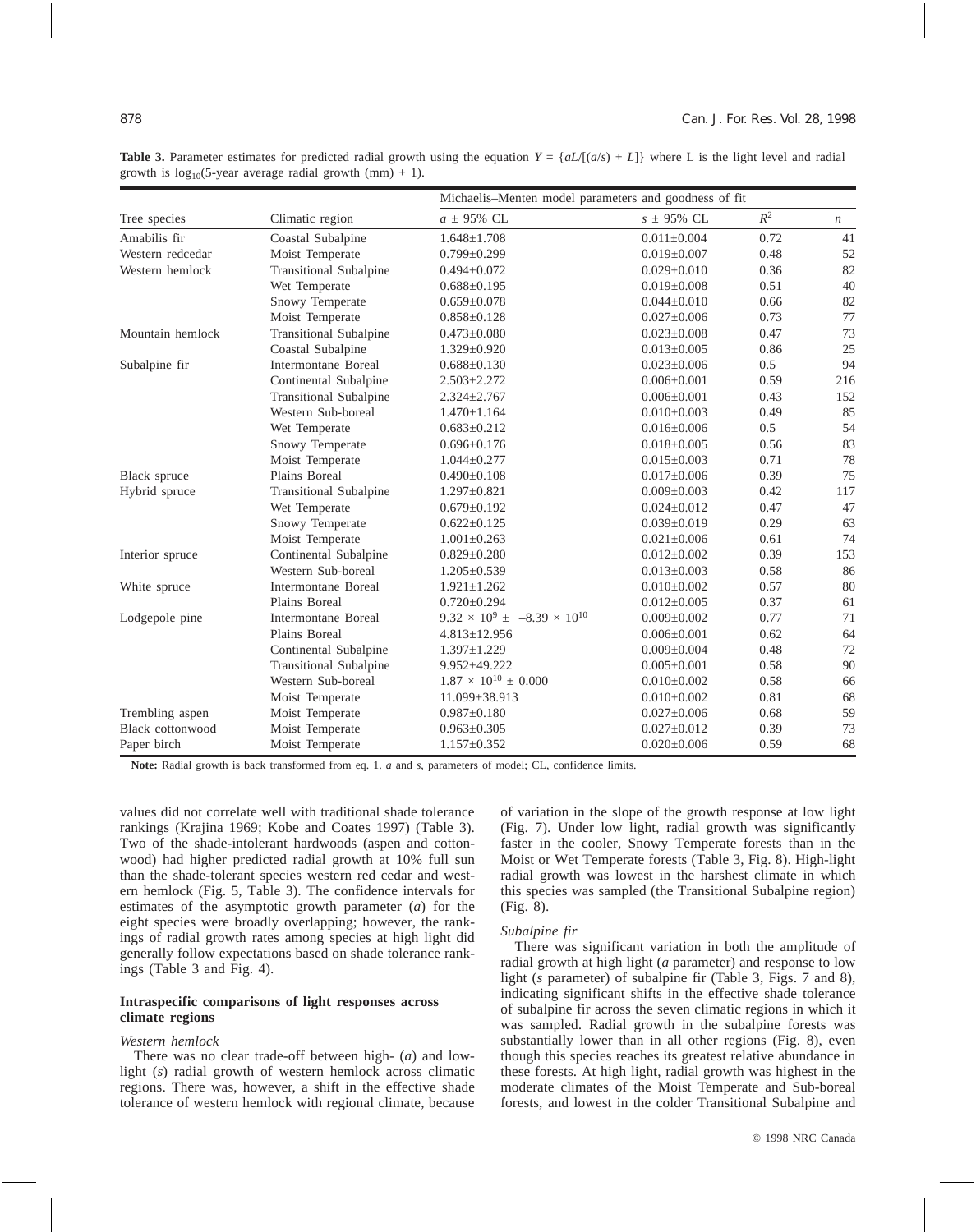**Table 3.** Parameter estimates for predicted radial growth using the equation $Y = \{aL/[(a/s) + L]\}$ where L is the light level and radial growth is $\log_{10}$(5-year average radial growth (mm) + 1).

| Tree species | Climatic region | Michaelis–Menten model parameters and goodness of fit | | | |
|---|---|---|---|---|---|
| | | $a$ ± 95% CL | $s$ ± 95% CL | $R^2$ | $n$ |
| Amabilis fir | Coastal Subalpine | 1.648±1.708 | 0.011±0.004 | 0.72 | 41 |
| Western redcedar | Moist Temperate | 0.799±0.299 | 0.019±0.007 | 0.48 | 52 |
| Western hemlock | Transitional Subalpine | 0.494±0.072 | 0.029±0.010 | 0.36 | 82 |
| | Wet Temperate | 0.688±0.195 | 0.019±0.008 | 0.51 | 40 |
| | Snowy Temperate | 0.659±0.078 | 0.044±0.010 | 0.66 | 82 |
| | Moist Temperate | 0.858±0.128 | 0.027±0.006 | 0.73 | 77 |
| Mountain hemlock | Transitional Subalpine | 0.473±0.080 | 0.023±0.008 | 0.47 | 73 |
| | Coastal Subalpine | 1.329±0.920 | 0.013±0.005 | 0.86 | 25 |
| Subalpine fir | Intermontane Boreal | 0.688±0.130 | 0.023±0.006 | 0.5 | 94 |
| | Continental Subalpine | 2.503±2.272 | 0.006±0.001 | 0.59 | 216 |
| | Transitional Subalpine | 2.324±2.767 | 0.006±0.001 | 0.43 | 152 |
| | Western Sub-boreal | 1.470±1.164 | 0.010±0.003 | 0.49 | 85 |
| | Wet Temperate | 0.683±0.212 | 0.016±0.006 | 0.5 | 54 |
| | Snowy Temperate | 0.696±0.176 | 0.018±0.005 | 0.56 | 83 |
| | Moist Temperate | 1.044±0.277 | 0.015±0.003 | 0.71 | 78 |
| Black spruce | Plains Boreal | 0.490±0.108 | 0.017±0.006 | 0.39 | 75 |
| Hybrid spruce | Transitional Subalpine | 1.297±0.821 | 0.009±0.003 | 0.42 | 117 |
| | Wet Temperate | 0.679±0.192 | 0.024±0.012 | 0.47 | 47 |
| | Snowy Temperate | 0.622±0.125 | 0.039±0.019 | 0.29 | 63 |
| | Moist Temperate | 1.001±0.263 | 0.021±0.006 | 0.61 | 74 |
| Interior spruce | Continental Subalpine | 0.829±0.280 | 0.012±0.002 | 0.39 | 153 |
| | Western Sub-boreal | 1.205±0.539 | 0.013±0.003 | 0.58 | 86 |
| White spruce | Intermontane Boreal | 1.921±1.262 | 0.010±0.002 | 0.57 | 80 |
| | Plains Boreal | 0.720±0.294 | 0.012±0.005 | 0.37 | 61 |
| Lodgepole pine | Intermontane Boreal | $9.32 \times 10^9 \pm -8.39 \times 10^{10}$ | 0.009±0.002 | 0.77 | 71 |
| | Plains Boreal | 4.813±12.956 | 0.006±0.001 | 0.62 | 64 |
| | Continental Subalpine | 1.397±1.229 | 0.009±0.004 | 0.48 | 72 |
| | Transitional Subalpine | 9.952±49.222 | 0.005±0.001 | 0.58 | 90 |
| | Western Sub-boreal | $1.87 \times 10^{10} \pm 0.000$ | 0.010±0.002 | 0.58 | 66 |
| | Moist Temperate | 11.099±38.913 | 0.010±0.002 | 0.81 | 68 |
| Trembling aspen | Moist Temperate | 0.987±0.180 | 0.027±0.006 | 0.68 | 59 |
| Black cottonwood | Moist Temperate | 0.963±0.305 | 0.027±0.012 | 0.39 | 73 |
| Paper birch | Moist Temperate | 1.157±0.352 | 0.020±0.006 | 0.59 | 68 |

**Note:** Radial growth is back transformed from eq. 1. $a$ and $s$, parameters of model; CL, confidence limits.

values did not correlate well with traditional shade tolerance rankings (Krajina 1969; Kobe and Coates 1997) (Table 3). Two of the shade-intolerant hardwoods (aspen and cottonwood) had higher predicted radial growth at 10% full sun than the shade-tolerant species western red cedar and western hemlock (Fig. 5, Table 3). The confidence intervals for estimates of the asymptotic growth parameter ($a$) for the eight species were broadly overlapping; however, the rankings of radial growth rates among species at high light did generally follow expectations based on shade tolerance rankings (Table 3 and Fig. 4).

### Intraspecific comparisons of light responses across climate regions

#### *Western hemlock*

There was no clear trade-off between high- ($a$) and low-light ($s$) radial growth of western hemlock across climatic regions. There was, however, a shift in the effective shade tolerance of western hemlock with regional climate, because of variation in the slope of the growth response at low light (Fig. 7). Under low light, radial growth was significantly faster in the cooler, Snowy Temperate forests than in the Moist or Wet Temperate forests (Table 3, Fig. 8). High-light radial growth was lowest in the harshest climate in which this species was sampled (the Transitional Subalpine region) (Fig. 8).

#### *Subalpine fir*

There was significant variation in both the amplitude of radial growth at high light ($a$ parameter) and response to low light ($s$ parameter) of subalpine fir (Table 3, Figs. 7 and 8), indicating significant shifts in the effective shade tolerance of subalpine fir across the seven climatic regions in which it was sampled. Radial growth in the subalpine forests was substantially lower than in all other regions (Fig. 8), even though this species reaches its greatest relative abundance in these forests. At high light, radial growth was highest in the moderate climates of the Moist Temperate and Sub-boreal forests, and lowest in the colder Transitional Subalpine and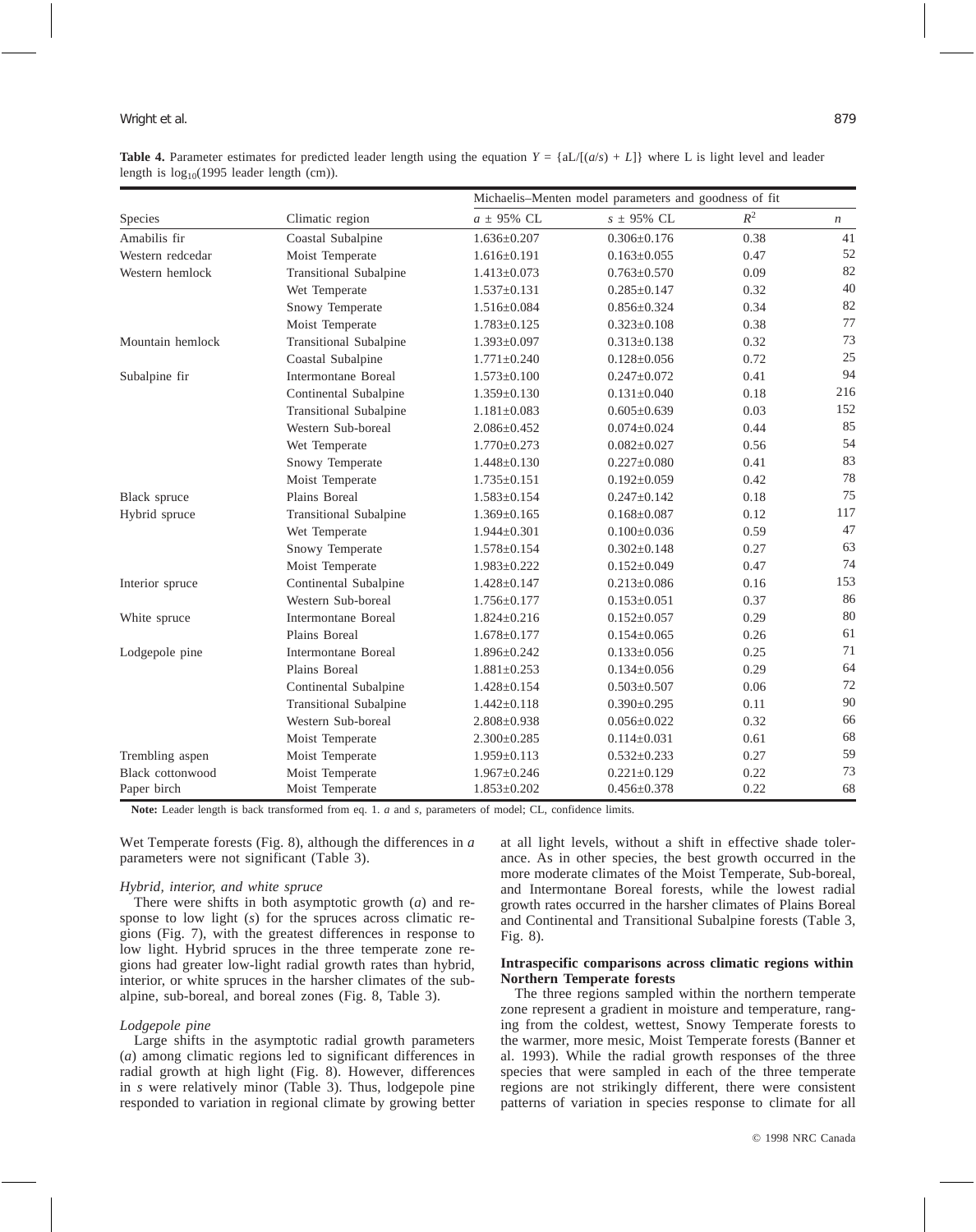**Table 4.** Parameter estimates for predicted leader length using the equation $Y = \{aL/[(a/s) + L]\}$ where L is light level and leader length is $\log_{10}$(1995 leader length (cm)).

| Species | Climatic region | Michaelis–Menten model parameters and goodness of fit | | | |
|---|---|---|---|---|---|
| | | $a$ ± 95% CL | $s$ ± 95% CL | $R^2$ | $n$ |
| Amabilis fir | Coastal Subalpine | 1.636±0.207 | 0.306±0.176 | 0.38 | 41 |
| Western redcedar | Moist Temperate | 1.616±0.191 | 0.163±0.055 | 0.47 | 52 |
| Western hemlock | Transitional Subalpine | 1.413±0.073 | 0.763±0.570 | 0.09 | 82 |
| | Wet Temperate | 1.537±0.131 | 0.285±0.147 | 0.32 | 40 |
| | Snowy Temperate | 1.516±0.084 | 0.856±0.324 | 0.34 | 82 |
| | Moist Temperate | 1.783±0.125 | 0.323±0.108 | 0.38 | 77 |
| Mountain hemlock | Transitional Subalpine | 1.393±0.097 | 0.313±0.138 | 0.32 | 73 |
| | Coastal Subalpine | 1.771±0.240 | 0.128±0.056 | 0.72 | 25 |
| Subalpine fir | Intermontane Boreal | 1.573±0.100 | 0.247±0.072 | 0.41 | 94 |
| | Continental Subalpine | 1.359±0.130 | 0.131±0.040 | 0.18 | 216 |
| | Transitional Subalpine | 1.181±0.083 | 0.605±0.639 | 0.03 | 152 |
| | Western Sub-boreal | 2.086±0.452 | 0.074±0.024 | 0.44 | 85 |
| | Wet Temperate | 1.770±0.273 | 0.082±0.027 | 0.56 | 54 |
| | Snowy Temperate | 1.448±0.130 | 0.227±0.080 | 0.41 | 83 |
| | Moist Temperate | 1.735±0.151 | 0.192±0.059 | 0.42 | 78 |
| Black spruce | Plains Boreal | 1.583±0.154 | 0.247±0.142 | 0.18 | 75 |
| Hybrid spruce | Transitional Subalpine | 1.369±0.165 | 0.168±0.087 | 0.12 | 117 |
| | Wet Temperate | 1.944±0.301 | 0.100±0.036 | 0.59 | 47 |
| | Snowy Temperate | 1.578±0.154 | 0.302±0.148 | 0.27 | 63 |
| | Moist Temperate | 1.983±0.222 | 0.152±0.049 | 0.47 | 74 |
| Interior spruce | Continental Subalpine | 1.428±0.147 | 0.213±0.086 | 0.16 | 153 |
| | Western Sub-boreal | 1.756±0.177 | 0.153±0.051 | 0.37 | 86 |
| White spruce | Intermontane Boreal | 1.824±0.216 | 0.152±0.057 | 0.29 | 80 |
| | Plains Boreal | 1.678±0.177 | 0.154±0.065 | 0.26 | 61 |
| Lodgepole pine | Intermontane Boreal | 1.896±0.242 | 0.133±0.056 | 0.25 | 71 |
| | Plains Boreal | 1.881±0.253 | 0.134±0.056 | 0.29 | 64 |
| | Continental Subalpine | 1.428±0.154 | 0.503±0.507 | 0.06 | 72 |
| | Transitional Subalpine | 1.442±0.118 | 0.390±0.295 | 0.11 | 90 |
| | Western Sub-boreal | 2.808±0.938 | 0.056±0.022 | 0.32 | 66 |
| | Moist Temperate | 2.300±0.285 | 0.114±0.031 | 0.61 | 68 |
| Trembling aspen | Moist Temperate | 1.959±0.113 | 0.532±0.233 | 0.27 | 59 |
| Black cottonwood | Moist Temperate | 1.967±0.246 | 0.221±0.129 | 0.22 | 73 |
| Paper birch | Moist Temperate | 1.853±0.202 | 0.456±0.378 | 0.22 | 68 |

**Note:** Leader length is back transformed from eq. 1. $a$ and $s$, parameters of model; CL, confidence limits.

Wet Temperate forests (Fig. 8), although the differences in $a$ parameters were not significant (Table 3).

### *Hybrid, interior, and white spruce*

There were shifts in both asymptotic growth ($a$) and response to low light ($s$) for the spruces across climatic regions (Fig. 7), with the greatest differences in response to low light. Hybrid spruces in the three temperate zone regions had greater low-light radial growth rates than hybrid, interior, or white spruces in the harsher climates of the subalpine, sub-boreal, and boreal zones (Fig. 8, Table 3).

### *Lodgepole pine*

Large shifts in the asymptotic radial growth parameters ($a$) among climatic regions led to significant differences in radial growth at high light (Fig. 8). However, differences in $s$ were relatively minor (Table 3). Thus, lodgepole pine responded to variation in regional climate by growing better at all light levels, without a shift in effective shade tolerance. As in other species, the best growth occurred in the more moderate climates of the Moist Temperate, Sub-boreal, and Intermontane Boreal forests, while the lowest radial growth rates occurred in the harsher climates of Plains Boreal and Continental and Transitional Subalpine forests (Table 3, Fig. 8).

## Intraspecific comparisons across climatic regions within Northern Temperate forests

The three regions sampled within the northern temperate zone represent a gradient in moisture and temperature, ranging from the coldest, wettest, Snowy Temperate forests to the warmer, more mesic, Moist Temperate forests (Banner et al. 1993). While the radial growth responses of the three species that were sampled in each of the three temperate regions are not strikingly different, there were consistent patterns of variation in species response to climate for all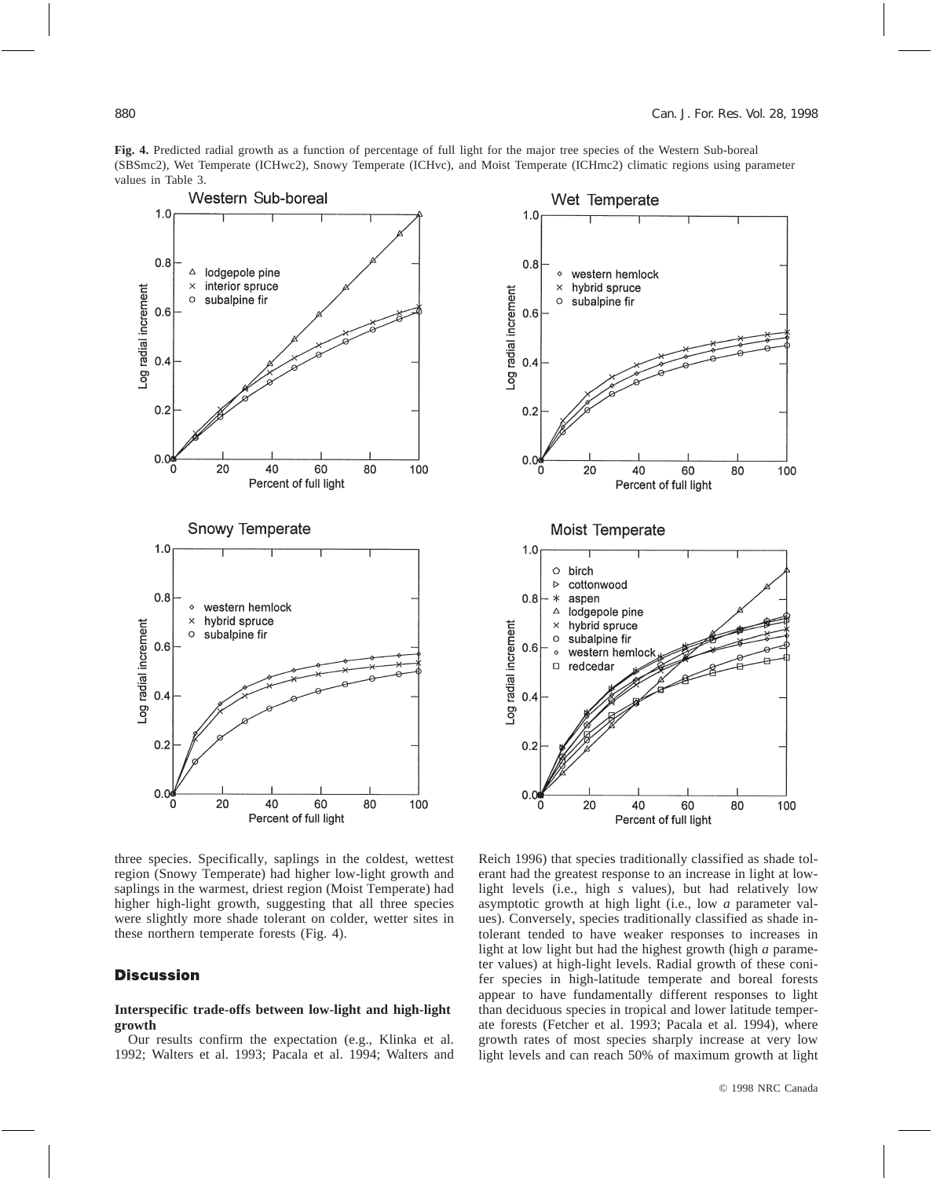**Fig. 4.** Predicted radial growth as a function of percentage of full light for the major tree species of the Western Sub-boreal (SBSmc2), Wet Temperate (ICHwc2), Snowy Temperate (ICHvc), and Moist Temperate (ICHmc2) climatic regions using parameter values in Table 3.

three species. Specifically, saplings in the coldest, wettest region (Snowy Temperate) had higher low-light growth and saplings in the warmest, driest region (Moist Temperate) had higher high-light growth, suggesting that all three species were slightly more shade tolerant on colder, wetter sites in these northern temperate forests (Fig. 4).

## Discussion

### Interspecific trade-offs between low-light and high-light growth

Our results confirm the expectation (e.g., Klinka et al. 1992; Walters et al. 1993; Pacala et al. 1994; Walters and Reich 1996) that species traditionally classified as shade tolerant had the greatest response to an increase in light at low-light levels (i.e., high *s* values), but had relatively low asymptotic growth at high light (i.e., low *a* parameter values). Conversely, species traditionally classified as shade intolerant tended to have weaker responses to increases in light at low light but had the highest growth (high *a* parameter values) at high-light levels. Radial growth of these conifer species in high-latitude temperate and boreal forests appear to have fundamentally different responses to light than deciduous species in tropical and lower latitude temperate forests (Fetcher et al. 1993; Pacala et al. 1994), where growth rates of most species sharply increase at very low light levels and can reach 50% of maximum growth at light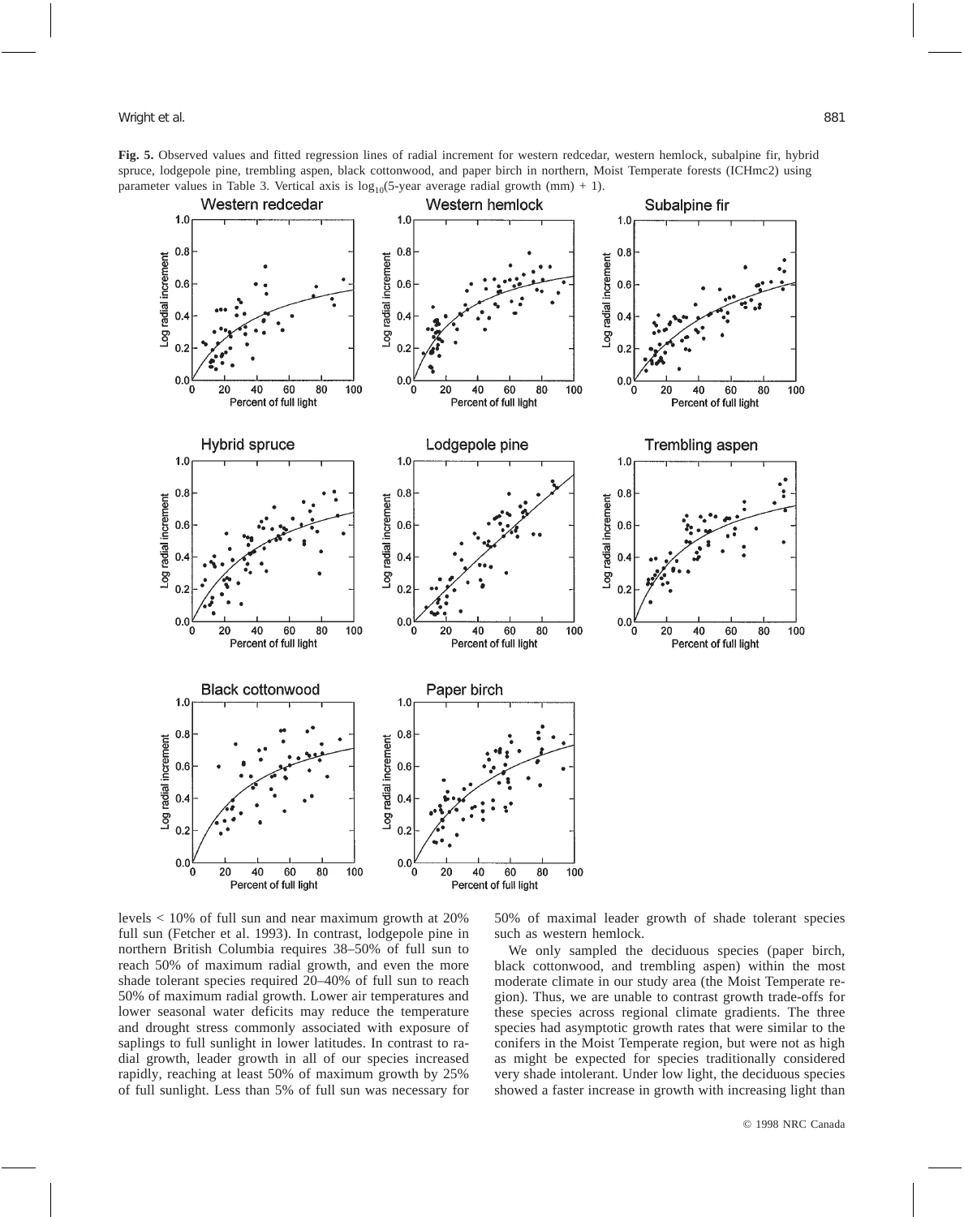**Fig. 5.** Observed values and fitted regression lines of radial increment for western redcedar, western hemlock, subalpine fir, hybrid spruce, lodgepole pine, trembling aspen, black cottonwood, and paper birch in northern, Moist Temperate forests (ICHmc2) using parameter values in Table 3. Vertical axis is $\log_{10}$(5-year average radial growth (mm) + 1).

levels < 10% of full sun and near maximum growth at 20% full sun (Fetcher et al. 1993). In contrast, lodgepole pine in northern British Columbia requires 38–50% of full sun to reach 50% of maximum radial growth, and even the more shade tolerant species required 20–40% of full sun to reach 50% of maximum radial growth. Lower air temperatures and lower seasonal water deficits may reduce the temperature and drought stress commonly associated with exposure of saplings to full sunlight in lower latitudes. In contrast to radial growth, leader growth in all of our species increased rapidly, reaching at least 50% of maximum growth by 25% of full sunlight. Less than 5% of full sun was necessary for 50% of maximal leader growth of shade tolerant species such as western hemlock.

We only sampled the deciduous species (paper birch, black cottonwood, and trembling aspen) within the most moderate climate in our study area (the Moist Temperate region). Thus, we are unable to contrast growth trade-offs for these species across regional climate gradients. The three species had asymptotic growth rates that were similar to the conifers in the Moist Temperate region, but were not as high as might be expected for species traditionally considered very shade intolerant. Under low light, the deciduous species showed a faster increase in growth with increasing light than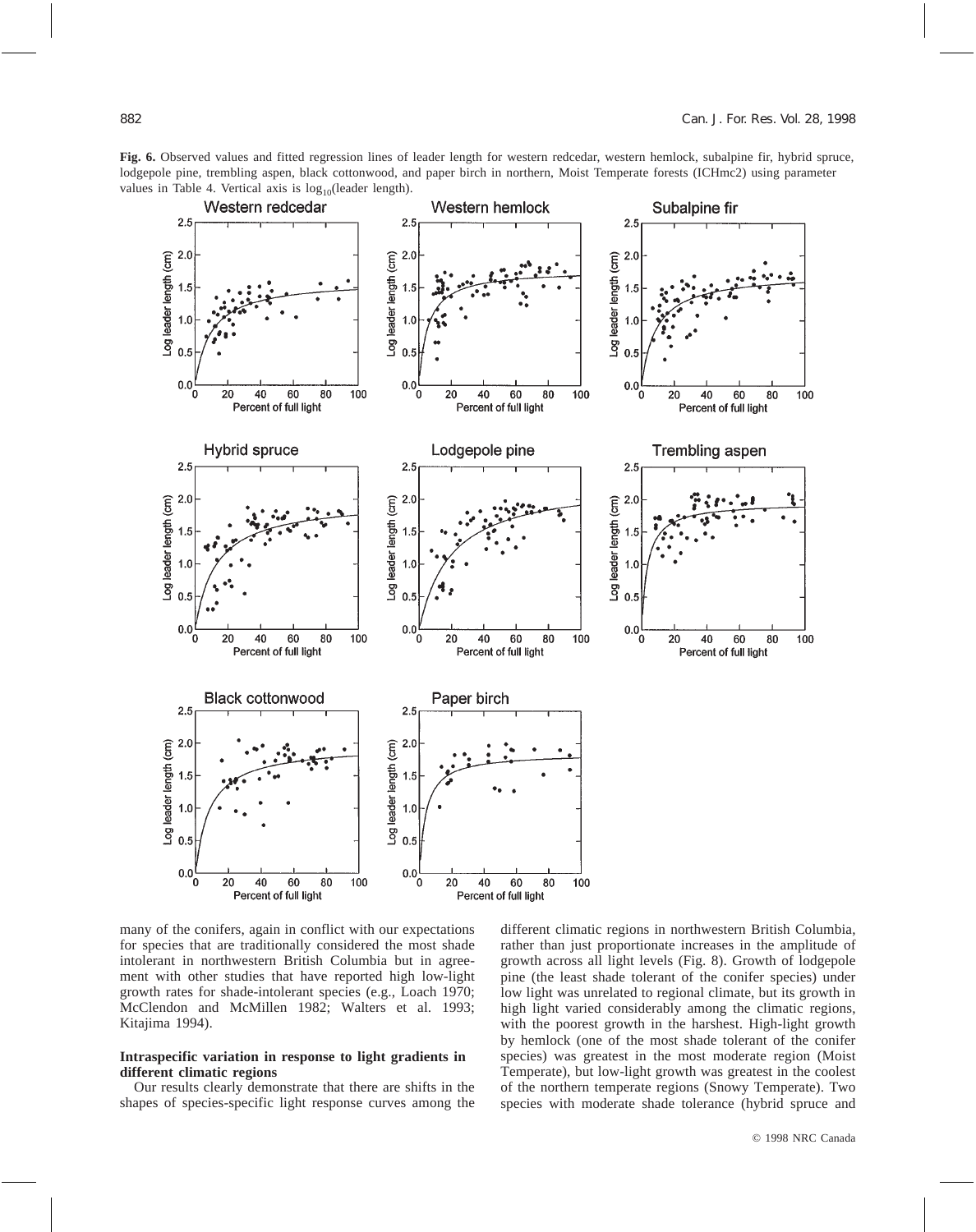**Fig. 6.** Observed values and fitted regression lines of leader length for western redcedar, western hemlock, subalpine fir, hybrid spruce, lodgepole pine, trembling aspen, black cottonwood, and paper birch in northern, Moist Temperate forests (ICHmc2) using parameter values in Table 4. Vertical axis is $\log_{10}$(leader length).

many of the conifers, again in conflict with our expectations for species that are traditionally considered the most shade intolerant in northwestern British Columbia but in agreement with other studies that have reported high low-light growth rates for shade-intolerant species (e.g., Loach 1970; McClendon and McMillen 1982; Walters et al. 1993; Kitajima 1994).

### Intraspecific variation in response to light gradients in different climatic regions

Our results clearly demonstrate that there are shifts in the shapes of species-specific light response curves among the different climatic regions in northwestern British Columbia, rather than just proportionate increases in the amplitude of growth across all light levels (Fig. 8). Growth of lodgepole pine (the least shade tolerant of the conifer species) under low light was unrelated to regional climate, but its growth in high light varied considerably among the climatic regions, with the poorest growth in the harshest. High-light growth by hemlock (one of the most shade tolerant of the conifer species) was greatest in the most moderate region (Moist Temperate), but low-light growth was greatest in the coolest of the northern temperate regions (Snowy Temperate). Two species with moderate shade tolerance (hybrid spruce and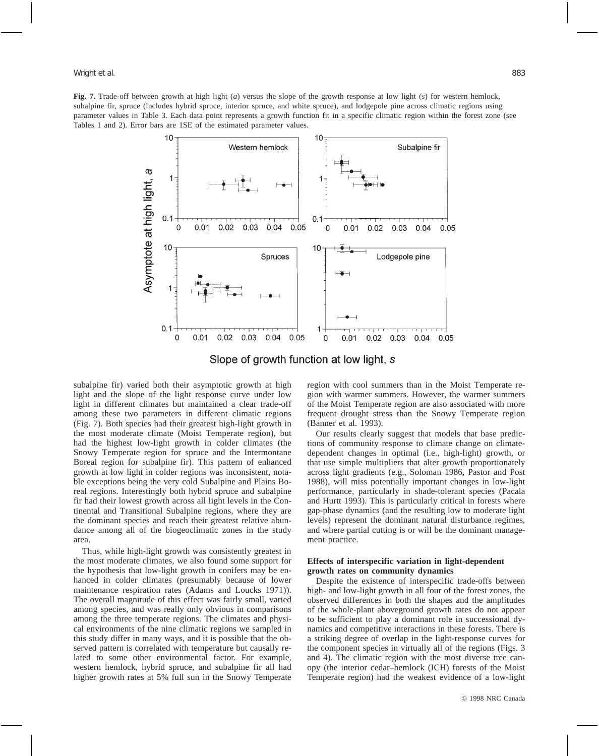**Fig. 7.** Trade-off between growth at high light (*a*) versus the slope of the growth response at low light (*s*) for western hemlock, subalpine fir, spruce (includes hybrid spruce, interior spruce, and white spruce), and lodgepole pine across climatic regions using parameter values in Table 3. Each data point represents a growth function fit in a specific climatic region within the forest zone (see Tables 1 and 2). Error bars are 1SE of the estimated parameter values.

subalpine fir) varied both their asymptotic growth at high light and the slope of the light response curve under low light in different climates but maintained a clear trade-off among these two parameters in different climatic regions (Fig. 7). Both species had their greatest high-light growth in the most moderate climate (Moist Temperate region), but had the highest low-light growth in colder climates (the Snowy Temperate region for spruce and the Intermontane Boreal region for subalpine fir). This pattern of enhanced growth at low light in colder regions was inconsistent, notable exceptions being the very cold Subalpine and Plains Boreal regions. Interestingly both hybrid spruce and subalpine fir had their lowest growth across all light levels in the Continental and Transitional Subalpine regions, where they are the dominant species and reach their greatest relative abundance among all of the biogeoclimatic zones in the study area.

Thus, while high-light growth was consistently greatest in the most moderate climates, we also found some support for the hypothesis that low-light growth in conifers may be enhanced in colder climates (presumably because of lower maintenance respiration rates (Adams and Loucks 1971)). The overall magnitude of this effect was fairly small, varied among species, and was really only obvious in comparisons among the three temperate regions. The climates and physical environments of the nine climatic regions we sampled in this study differ in many ways, and it is possible that the observed pattern is correlated with temperature but causally related to some other environmental factor. For example, western hemlock, hybrid spruce, and subalpine fir all had higher growth rates at 5% full sun in the Snowy Temperate region with cool summers than in the Moist Temperate region with warmer summers. However, the warmer summers of the Moist Temperate region are also associated with more frequent drought stress than the Snowy Temperate region (Banner et al. 1993).

Our results clearly suggest that models that base predictions of community response to climate change on climate-dependent changes in optimal (i.e., high-light) growth, or that use simple multipliers that alter growth proportionately across light gradients (e.g., Soloman 1986, Pastor and Post 1988), will miss potentially important changes in low-light performance, particularly in shade-tolerant species (Pacala and Hurtt 1993). This is particularly critical in forests where gap-phase dynamics (and the resulting low to moderate light levels) represent the dominant natural disturbance regimes, and where partial cutting is or will be the dominant management practice.

### Effects of interspecific variation in light-dependent growth rates on community dynamics

Despite the existence of interspecific trade-offs between high- and low-light growth in all four of the forest zones, the observed differences in both the shapes and the amplitudes of the whole-plant aboveground growth rates do not appear to be sufficient to play a dominant role in successional dynamics and competitive interactions in these forests. There is a striking degree of overlap in the light-response curves for the component species in virtually all of the regions (Figs. 3 and 4). The climatic region with the most diverse tree canopy (the interior cedar–hemlock (ICH) forests of the Moist Temperate region) had the weakest evidence of a low-light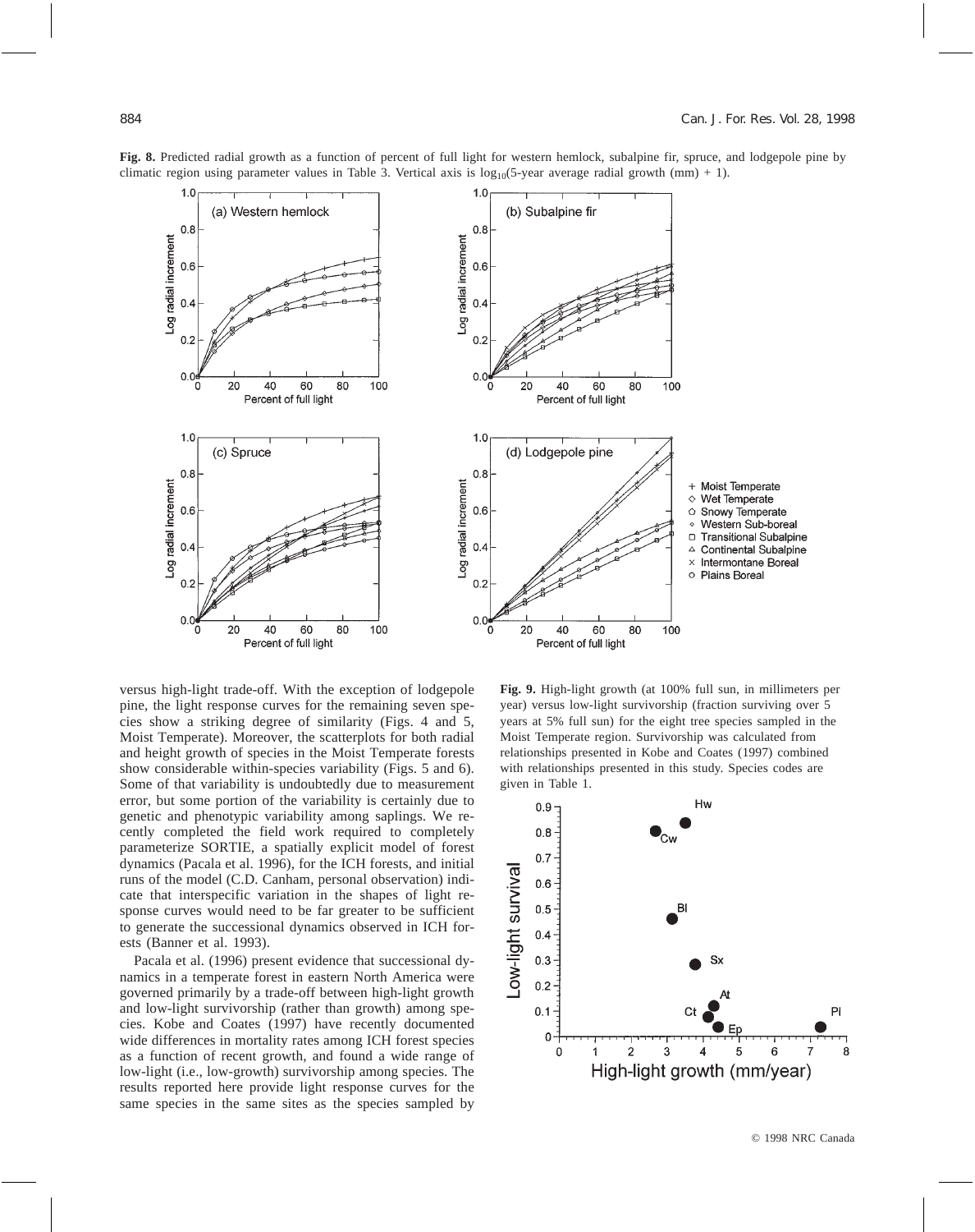**Fig. 8.** Predicted radial growth as a function of percent of full light for western hemlock, subalpine fir, spruce, and lodgepole pine by climatic region using parameter values in Table 3. Vertical axis is $\log_{10}$(5-year average radial growth (mm) + 1).

versus high-light trade-off. With the exception of lodgepole pine, the light response curves for the remaining seven species show a striking degree of similarity (Figs. 4 and 5, Moist Temperate). Moreover, the scatterplots for both radial and height growth of species in the Moist Temperate forests show considerable within-species variability (Figs. 5 and 6). Some of that variability is undoubtedly due to measurement error, but some portion of the variability is certainly due to genetic and phenotypic variability among saplings. We recently completed the field work required to completely parameterize SORTIE, a spatially explicit model of forest dynamics (Pacala et al. 1996), for the ICH forests, and initial runs of the model (C.D. Canham, personal observation) indicate that interspecific variation in the shapes of light response curves would need to be far greater to be sufficient to generate the successional dynamics observed in ICH forests (Banner et al. 1993).

Pacala et al. (1996) present evidence that successional dynamics in a temperate forest in eastern North America were governed primarily by a trade-off between high-light growth and low-light survivorship (rather than growth) among species. Kobe and Coates (1997) have recently documented wide differences in mortality rates among ICH forest species as a function of recent growth, and found a wide range of low-light (i.e., low-growth) survivorship among species. The results reported here provide light response curves for the same species in the same sites as the species sampled by

**Fig. 9.** High-light growth (at 100% full sun, in millimeters per year) versus low-light survivorship (fraction surviving over 5 years at 5% full sun) for the eight tree species sampled in the Moist Temperate region. Survivorship was calculated from relationships presented in Kobe and Coates (1997) combined with relationships presented in this study. Species codes are given in Table 1.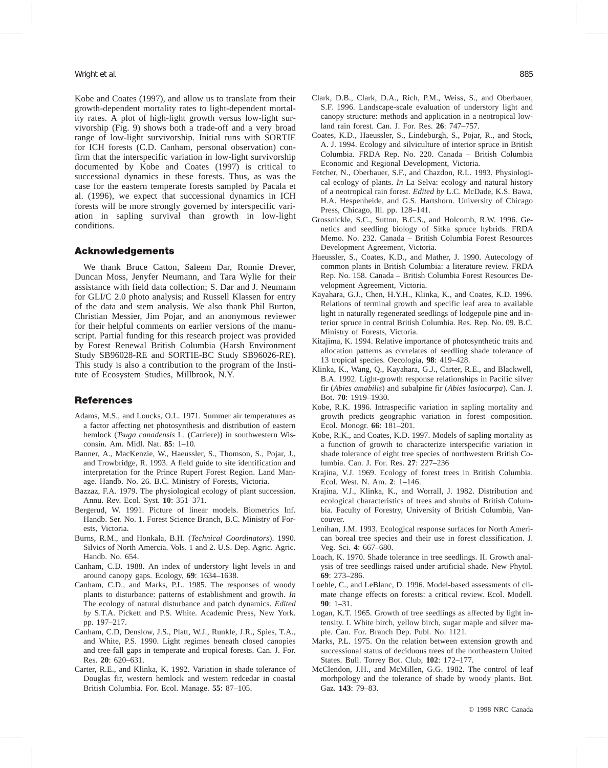Kobe and Coates (1997), and allow us to translate from their growth-dependent mortality rates to light-dependent mortality rates. A plot of high-light growth versus low-light survivorship (Fig. 9) shows both a trade-off and a very broad range of low-light survivorship. Initial runs with SORTIE for ICH forests (C.D. Canham, personal observation) confirm that the interspecific variation in low-light survivorship documented by Kobe and Coates (1997) is critical to successional dynamics in these forests. Thus, as was the case for the eastern temperate forests sampled by Pacala et al. (1996), we expect that successional dynamics in ICH forests will be more strongly governed by interspecific variation in sapling survival than growth in low-light conditions.

## Acknowledgements

We thank Bruce Catton, Saleem Dar, Ronnie Drever, Duncan Moss, Jenyfer Neumann, and Tara Wylie for their assistance with field data collection; S. Dar and J. Neumann for GLI/C 2.0 photo analysis; and Russell Klassen for entry of the data and stem analysis. We also thank Phil Burton, Christian Messier, Jim Pojar, and an anonymous reviewer for their helpful comments on earlier versions of the manuscript. Partial funding for this research project was provided by Forest Renewal British Columbia (Harsh Environment Study SB96028-RE and SORTIE-BC Study SB96026-RE). This study is also a contribution to the program of the Institute of Ecosystem Studies, Millbrook, N.Y.

## References

Adams, M.S., and Loucks, O.L. 1971. Summer air temperatures as a factor affecting net photosynthesis and distribution of eastern hemlock (*Tsuga canadensis* L. (Carriere)) in southwestern Wisconsin. Am. Midl. Nat. **85**: 1–10.

Banner, A., MacKenzie, W., Haeussler, S., Thomson, S., Pojar, J., and Trowbridge, R. 1993. A field guide to site identification and interpretation for the Prince Rupert Forest Region. Land Manage. Handb. No. 26. B.C. Ministry of Forests, Victoria.

Bazzaz, F.A. 1979. The physiological ecology of plant succession. Annu. Rev. Ecol. Syst. **10**: 351–371.

Bergerud, W. 1991. Picture of linear models. Biometrics Inf. Handb. Ser. No. 1. Forest Science Branch, B.C. Ministry of Forests, Victoria.

Burns, R.M., and Honkala, B.H. (*Technical Coordinators*). 1990. Silvics of North Amercia. Vols. 1 and 2. U.S. Dep. Agric. Agric. Handb. No. 654.

Canham, C.D. 1988. An index of understory light levels in and around canopy gaps. Ecology, **69**: 1634–1638.

Canham, C.D., and Marks, P.L. 1985. The responses of woody plants to disturbance: patterns of establishment and growth. *In* The ecology of natural disturbance and patch dynamics. *Edited by* S.T.A. Pickett and P.S. White. Academic Press, New York. pp. 197–217.

Canham, C.D, Denslow, J.S., Platt, W.J., Runkle, J.R., Spies, T.A., and White, P.S. 1990. Light regimes beneath closed canopies and tree-fall gaps in temperate and tropical forests. Can. J. For. Res. **20**: 620–631.

Carter, R.E., and Klinka, K. 1992. Variation in shade tolerance of Douglas fir, western hemlock and western redcedar in coastal British Columbia. For. Ecol. Manage. **55**: 87–105.

Clark, D.B., Clark, D.A., Rich, P.M., Weiss, S., and Oberbauer, S.F. 1996. Landscape-scale evaluation of understory light and canopy structure: methods and application in a neotropical lowland rain forest. Can. J. For. Res. **26**: 747–757.

Coates, K.D., Haeussler, S., Lindeburgh, S., Pojar, R., and Stock, A. J. 1994. Ecology and silviculture of interior spruce in British Columbia. FRDA Rep. No. 220. Canada – British Columbia Economic and Regional Development, Victoria.

Fetcher, N., Oberbauer, S.F., and Chazdon, R.L. 1993. Physiological ecology of plants. *In* La Selva: ecology and natural history of a neotropical rain forest. *Edited by* L.C. McDade, K.S. Bawa, H.A. Hespenheide, and G.S. Hartshorn. University of Chicago Press, Chicago, Ill. pp. 128–141.

Grossnickle, S.C., Sutton, B.C.S., and Holcomb, R.W. 1996. Genetics and seedling biology of Sitka spruce hybrids. FRDA Memo. No. 232. Canada – British Columbia Forest Resources Development Agreement, Victoria.

Haeussler, S., Coates, K.D., and Mather, J. 1990. Autecology of common plants in British Columbia: a literature review. FRDA Rep. No. 158. Canada – British Columbia Forest Resources Development Agreement, Victoria.

Kayahara, G.J., Chen, H.Y.H., Klinka, K., and Coates, K.D. 1996. Relations of terminal growth and specific leaf area to available light in naturally regenerated seedlings of lodgepole pine and interior spruce in central British Columbia. Res. Rep. No. 09. B.C. Ministry of Forests, Victoria.

Kitajima, K. 1994. Relative importance of photosynthetic traits and allocation patterns as correlates of seedling shade tolerance of 13 tropical species. Oecologia, **98**: 419–428.

Klinka, K., Wang, Q., Kayahara, G.J., Carter, R.E., and Blackwell, B.A. 1992. Light-growth response relationships in Pacific silver fir (*Abies amabilis*) and subalpine fir (*Abies lasiocarpa*). Can. J. Bot. **70**: 1919–1930.

Kobe, R.K. 1996. Intraspecific variation in sapling mortality and growth predicts geographic variation in forest composition. Ecol. Monogr. **66**: 181–201.

Kobe, R.K., and Coates, K.D. 1997. Models of sapling mortality as a function of growth to characterize interspecific variation in shade tolerance of eight tree species of northwestern British Columbia. Can. J. For. Res. **27**: 227–236

Krajina, V.J. 1969. Ecology of forest trees in British Columbia. Ecol. West. N. Am. **2**: 1–146.

Krajina, V.J., Klinka, K., and Worrall, J. 1982. Distribution and ecological characteristics of trees and shrubs of British Columbia. Faculty of Forestry, University of British Columbia, Vancouver.

Lenihan, J.M. 1993. Ecological response surfaces for North American boreal tree species and their use in forest classification. J. Veg. Sci. **4**: 667–680.

Loach, K. 1970. Shade tolerance in tree seedlings. II. Growth analysis of tree seedlings raised under artificial shade. New Phytol. **69**: 273–286.

Loehle, C., and LeBlanc, D. 1996. Model-based assessments of climate change effects on forests: a critical review. Ecol. Modell. **90**: 1–31.

Logan, K.T. 1965. Growth of tree seedlings as affected by light intensity. I. White birch, yellow birch, sugar maple and silver maple. Can. For. Branch Dep. Publ. No. 1121.

Marks, P.L. 1975. On the relation between extension growth and successional status of deciduous trees of the northeastern United States. Bull. Torrey Bot. Club, **102**: 172–177.

McClendon, J.H., and McMillen, G.G. 1982. The control of leaf morhpology and the tolerance of shade by woody plants. Bot. Gaz. **143**: 79–83.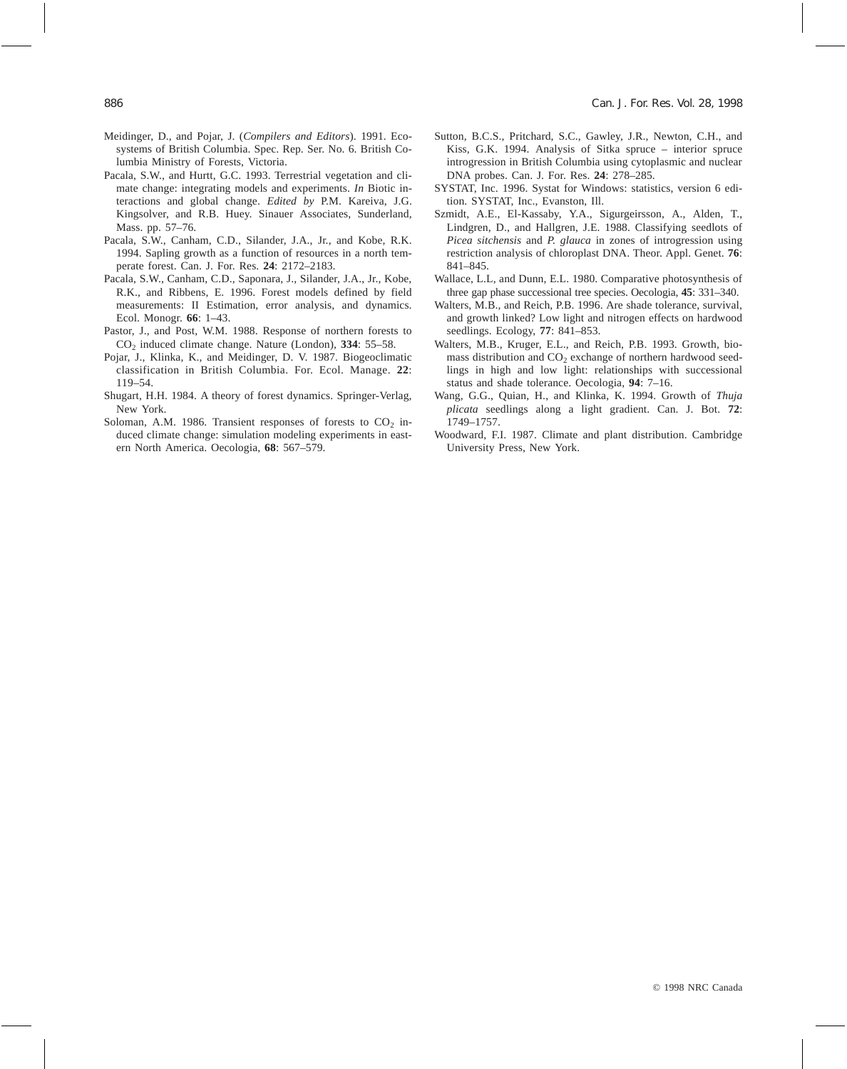Meidinger, D., and Pojar, J. (*Compilers and Editors*). 1991. Ecosystems of British Columbia. Spec. Rep. Ser. No. 6. British Columbia Ministry of Forests, Victoria.

Pacala, S.W., and Hurtt, G.C. 1993. Terrestrial vegetation and climate change: integrating models and experiments. *In* Biotic interactions and global change. *Edited by* P.M. Kareiva, J.G. Kingsolver, and R.B. Huey. Sinauer Associates, Sunderland, Mass. pp. 57–76.

Pacala, S.W., Canham, C.D., Silander, J.A., Jr., and Kobe, R.K. 1994. Sapling growth as a function of resources in a north temperate forest. Can. J. For. Res. **24**: 2172–2183.

Pacala, S.W., Canham, C.D., Saponara, J., Silander, J.A., Jr., Kobe, R.K., and Ribbens, E. 1996. Forest models defined by field measurements: II Estimation, error analysis, and dynamics. Ecol. Monogr. **66**: 1–43.

Pastor, J., and Post, W.M. 1988. Response of northern forests to $CO_2$ induced climate change. Nature (London), **334**: 55–58.

Pojar, J., Klinka, K., and Meidinger, D. V. 1987. Biogeoclimatic classification in British Columbia. For. Ecol. Manage. **22**: 119–54.

Shugart, H.H. 1984. A theory of forest dynamics. Springer-Verlag, New York.

Soloman, A.M. 1986. Transient responses of forests to $CO_2$ induced climate change: simulation modeling experiments in eastern North America. Oecologia, **68**: 567–579.

Sutton, B.C.S., Pritchard, S.C., Gawley, J.R., Newton, C.H., and Kiss, G.K. 1994. Analysis of Sitka spruce – interior spruce introgression in British Columbia using cytoplasmic and nuclear DNA probes. Can. J. For. Res. **24**: 278–285.

SYSTAT, Inc. 1996. Systat for Windows: statistics, version 6 edition. SYSTAT, Inc., Evanston, Ill.

Szmidt, A.E., El-Kassaby, Y.A., Sigurgeirsson, A., Alden, T., Lindgren, D., and Hallgren, J.E. 1988. Classifying seedlots of *Picea sitchensis* and *P. glauca* in zones of introgression using restriction analysis of chloroplast DNA. Theor. Appl. Genet. **76**: 841–845.

Wallace, L.L, and Dunn, E.L. 1980. Comparative photosynthesis of three gap phase successional tree species. Oecologia, **45**: 331–340.

Walters, M.B., and Reich, P.B. 1996. Are shade tolerance, survival, and growth linked? Low light and nitrogen effects on hardwood seedlings. Ecology, **77**: 841–853.

Walters, M.B., Kruger, E.L., and Reich, P.B. 1993. Growth, biomass distribution and $CO_2$ exchange of northern hardwood seedlings in high and low light: relationships with successional status and shade tolerance. Oecologia, **94**: 7–16.

Wang, G.G., Quian, H., and Klinka, K. 1994. Growth of *Thuja plicata* seedlings along a light gradient. Can. J. Bot. **72**: 1749–1757.

Woodward, F.I. 1987. Climate and plant distribution. Cambridge University Press, New York.